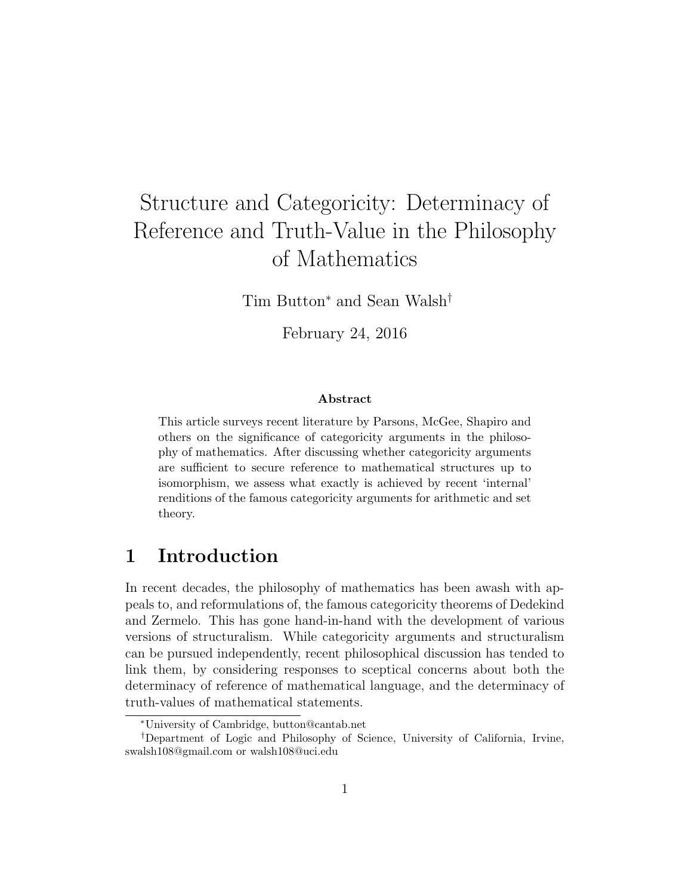# Structure and Categoricity: Determinacy of Reference and Truth-Value in the Philosophy of Mathematics

Tim Button[*] and Sean Walsh[†]

February 24, 2016

**Abstract**

This article surveys recent literature by Parsons, McGee, Shapiro and others on the significance of categoricity arguments in the philosophy of mathematics. After discussing whether categoricity arguments are sufficient to secure reference to mathematical structures up to isomorphism, we assess what exactly is achieved by recent 'internal' renditions of the famous categoricity arguments for arithmetic and set theory.

## 1 Introduction

In recent decades, the philosophy of mathematics has been awash with appeals to, and reformulations of, the famous categoricity theorems of Dedekind and Zermelo. This has gone hand-in-hand with the development of various versions of structuralism. While categoricity arguments and structuralism can be pursued independently, recent philosophical discussion has tended to link them, by considering responses to sceptical concerns about both the determinacy of reference of mathematical language, and the determinacy of truth-values of mathematical statements.

[*] University of Cambridge, button@cantab.net

[†] Department of Logic and Philosophy of Science, University of California, Irvine, swalsh108@gmail.com or walsh108@uci.edu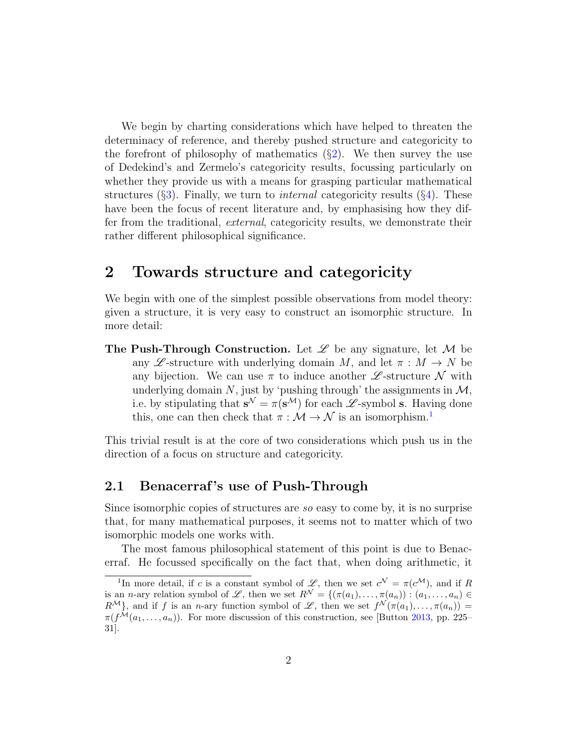We begin by charting considerations which have helped to threaten the determinacy of reference, and thereby pushed structure and categoricity to the forefront of philosophy of mathematics (§2). We then survey the use of Dedekind's and Zermelo's categoricity results, focussing particularly on whether they provide us with a means for grasping particular mathematical structures (§3). Finally, we turn to *internal* categoricity results (§4). These have been the focus of recent literature and, by emphasising how they differ from the traditional, *external*, categoricity results, we demonstrate their rather different philosophical significance.

# 2 Towards structure and categoricity

We begin with one of the simplest possible observations from model theory: given a structure, it is very easy to construct an isomorphic structure. In more detail:

**The Push-Through Construction.** Let $\mathscr{L}$ be any signature, let $\mathcal{M}$ be any $\mathscr{L}$-structure with underlying domain $M$, and let $\pi : M \to N$ be any bijection. We can use $\pi$ to induce another $\mathscr{L}$-structure $\mathcal{N}$ with underlying domain $N$, just by 'pushing through' the assignments in $\mathcal{M}$, i.e. by stipulating that $\mathbf{s}^{\mathcal{N}} = \pi(\mathbf{s}^{\mathcal{M}})$ for each $\mathscr{L}$-symbol $\mathbf{s}$. Having done this, one can then check that $\pi : \mathcal{M} \to \mathcal{N}$ is an isomorphism.[1]

This trivial result is at the core of two considerations which push us in the direction of a focus on structure and categoricity.

## 2.1 Benacerraf's use of Push-Through

Since isomorphic copies of structures are *so* easy to come by, it is no surprise that, for many mathematical purposes, it seems not to matter which of two isomorphic models one works with.

The most famous philosophical statement of this point is due to Benacerraf. He focussed specifically on the fact that, when doing arithmetic, it

[1] In more detail, if $c$ is a constant symbol of $\mathscr{L}$, then we set $c^{\mathcal{N}} = \pi(c^{\mathcal{M}})$, and if $R$ is an $n$-ary relation symbol of $\mathscr{L}$, then we set $R^{\mathcal{N}} = \{(\pi(a_1), \ldots, \pi(a_n)) : (a_1, \ldots, a_n) \in R^{\mathcal{M}}\}$, and if $f$ is an $n$-ary function symbol of $\mathscr{L}$, then we set $f^{\mathcal{N}}(\pi(a_1), \ldots, \pi(a_n)) = \pi(f^{\mathcal{M}}(a_1, \ldots, a_n))$. For more discussion of this construction, see [Button 2013, pp. 225–31].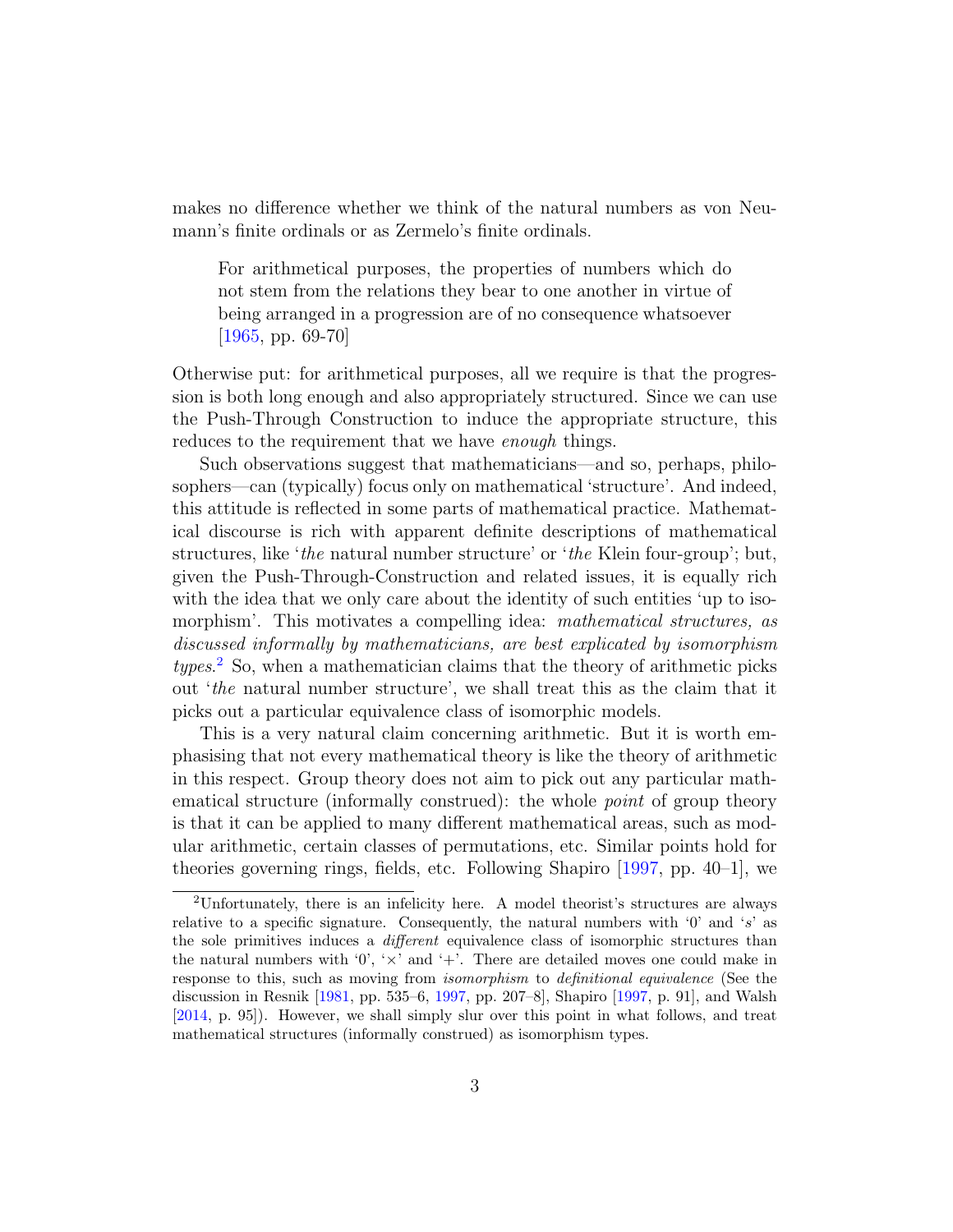makes no difference whether we think of the natural numbers as von Neumann's finite ordinals or as Zermelo's finite ordinals.

> For arithmetical purposes, the properties of numbers which do not stem from the relations they bear to one another in virtue of being arranged in a progression are of no consequence whatsoever [1965, pp. 69-70]

Otherwise put: for arithmetical purposes, all we require is that the progression is both long enough and also appropriately structured. Since we can use the Push-Through Construction to induce the appropriate structure, this reduces to the requirement that we have *enough* things.

Such observations suggest that mathematicians—and so, perhaps, philosophers—can (typically) focus only on mathematical 'structure'. And indeed, this attitude is reflected in some parts of mathematical practice. Mathematical discourse is rich with apparent definite descriptions of mathematical structures, like '*the* natural number structure' or '*the* Klein four-group'; but, given the Push-Through-Construction and related issues, it is equally rich with the idea that we only care about the identity of such entities 'up to isomorphism'. This motivates a compelling idea: *mathematical structures, as discussed informally by mathematicians, are best explicated by isomorphism types*.[2] So, when a mathematician claims that the theory of arithmetic picks out '*the* natural number structure', we shall treat this as the claim that it picks out a particular equivalence class of isomorphic models.

This is a very natural claim concerning arithmetic. But it is worth emphasising that not every mathematical theory is like the theory of arithmetic in this respect. Group theory does not aim to pick out any particular mathematical structure (informally construed): the whole *point* of group theory is that it can be applied to many different mathematical areas, such as modular arithmetic, certain classes of permutations, etc. Similar points hold for theories governing rings, fields, etc. Following Shapiro [1997, pp. 40–1], we

---

[2] Unfortunately, there is an infelicity here. A model theorist's structures are always relative to a specific signature. Consequently, the natural numbers with '0' and '$s$' as the sole primitives induces a *different* equivalence class of isomorphic structures than the natural numbers with '0', '$\times$' and '$+$'. There are detailed moves one could make in response to this, such as moving from *isomorphism* to *definitional equivalence* (See the discussion in Resnik [1981, pp. 535–6, 1997, pp. 207–8], Shapiro [1997, p. 91], and Walsh [2014, p. 95]). However, we shall simply slur over this point in what follows, and treat mathematical structures (informally construed) as isomorphism types.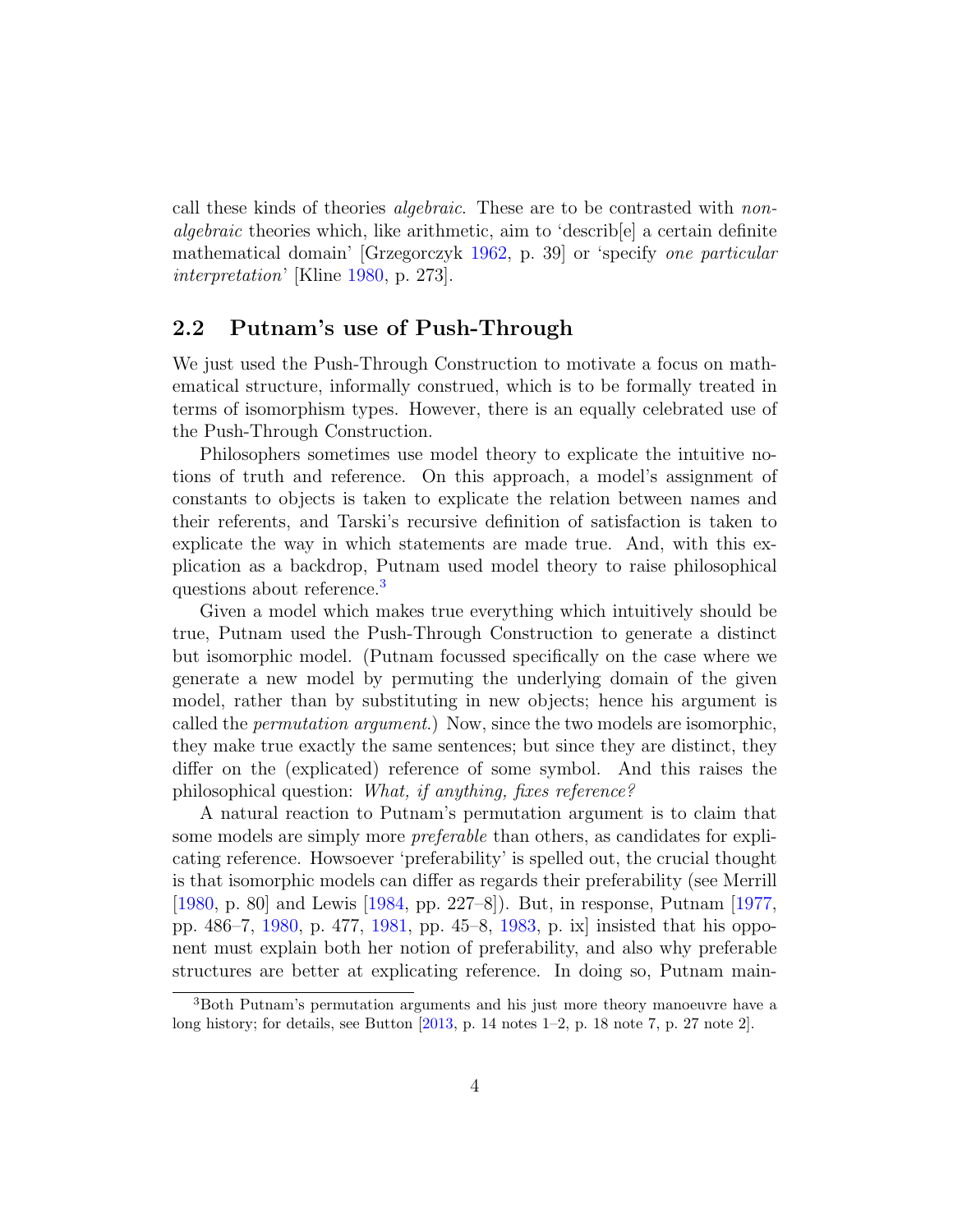call these kinds of theories *algebraic*. These are to be contrasted with *non-algebraic* theories which, like arithmetic, aim to 'describ[e] a certain definite mathematical domain' [Grzegorczyk 1962, p. 39] or 'specify *one particular interpretation*' [Kline 1980, p. 273].

## 2.2 Putnam's use of Push-Through

We just used the Push-Through Construction to motivate a focus on mathematical structure, informally construed, which is to be formally treated in terms of isomorphism types. However, there is an equally celebrated use of the Push-Through Construction.

Philosophers sometimes use model theory to explicate the intuitive notions of truth and reference. On this approach, a model's assignment of constants to objects is taken to explicate the relation between names and their referents, and Tarski's recursive definition of satisfaction is taken to explicate the way in which statements are made true. And, with this explication as a backdrop, Putnam used model theory to raise philosophical questions about reference.[3]

Given a model which makes true everything which intuitively should be true, Putnam used the Push-Through Construction to generate a distinct but isomorphic model. (Putnam focussed specifically on the case where we generate a new model by permuting the underlying domain of the given model, rather than by substituting in new objects; hence his argument is called the *permutation argument*.) Now, since the two models are isomorphic, they make true exactly the same sentences; but since they are distinct, they differ on the (explicated) reference of some symbol. And this raises the philosophical question: *What, if anything, fixes reference?*

A natural reaction to Putnam's permutation argument is to claim that some models are simply more *preferable* than others, as candidates for explicating reference. Howsoever 'preferability' is spelled out, the crucial thought is that isomorphic models can differ as regards their preferability (see Merrill [1980, p. 80] and Lewis [1984, pp. 227–8]). But, in response, Putnam [1977, pp. 486–7, 1980, p. 477, 1981, pp. 45–8, 1983, p. ix] insisted that his opponent must explain both her notion of preferability, and also why preferable structures are better at explicating reference. In doing so, Putnam main-

[3] Both Putnam's permutation arguments and his just more theory manoeuvre have a long history; for details, see Button [2013, p. 14 notes 1–2, p. 18 note 7, p. 27 note 2].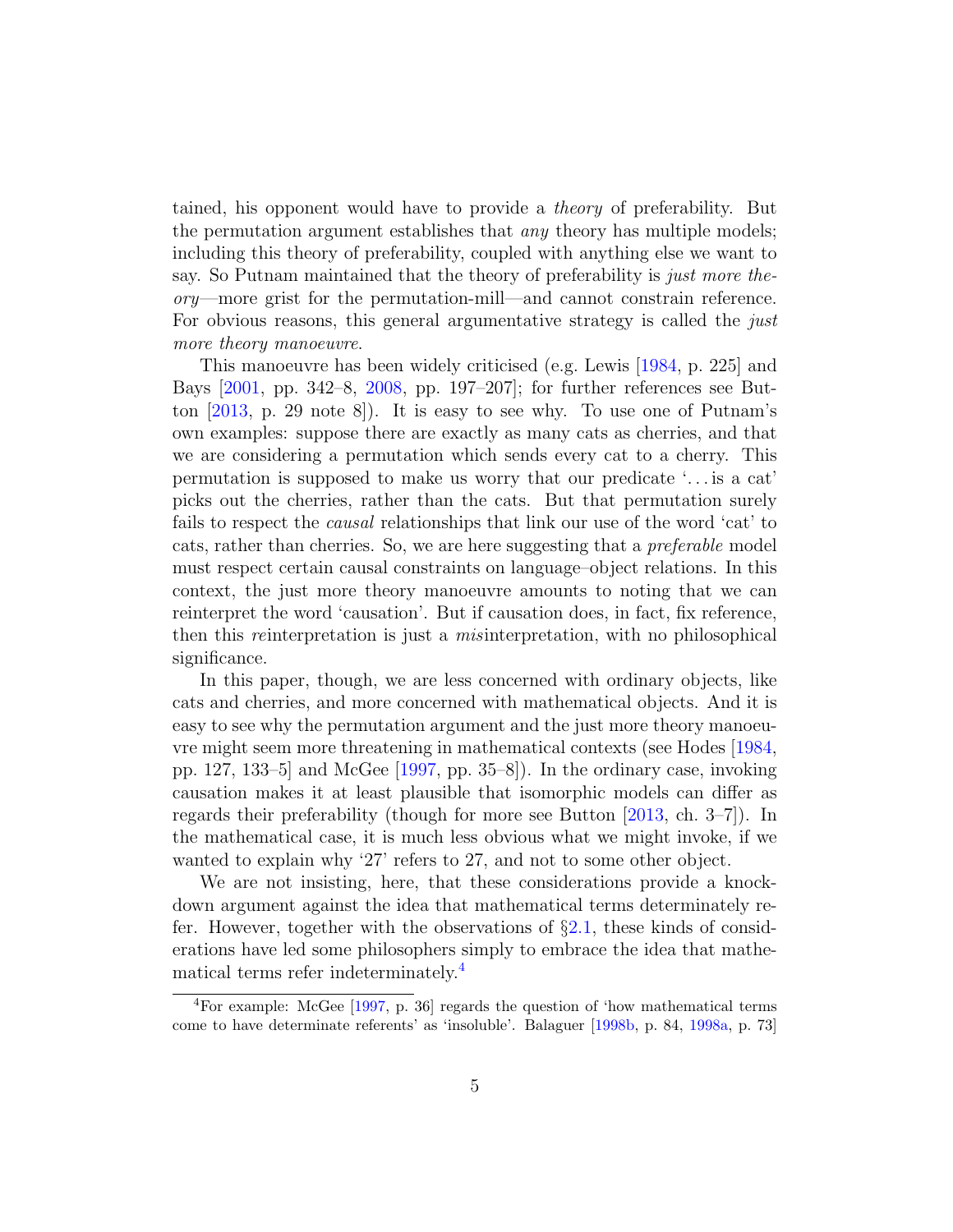tained, his opponent would have to provide a *theory* of preferability. But the permutation argument establishes that *any* theory has multiple models; including this theory of preferability, coupled with anything else we want to say. So Putnam maintained that the theory of preferability is *just more theory*—more grist for the permutation-mill—and cannot constrain reference. For obvious reasons, this general argumentative strategy is called the *just more theory manoeuvre*.

This manoeuvre has been widely criticised (e.g. Lewis [1984, p. 225] and Bays [2001, pp. 342–8, 2008, pp. 197–207]; for further references see Button [2013, p. 29 note 8]). It is easy to see why. To use one of Putnam's own examples: suppose there are exactly as many cats as cherries, and that we are considering a permutation which sends every cat to a cherry. This permutation is supposed to make us worry that our predicate '...is a cat' picks out the cherries, rather than the cats. But that permutation surely fails to respect the *causal* relationships that link our use of the word 'cat' to cats, rather than cherries. So, we are here suggesting that a *preferable* model must respect certain causal constraints on language–object relations. In this context, the just more theory manoeuvre amounts to noting that we can reinterpret the word 'causation'. But if causation does, in fact, fix reference, then this *re*interpretation is just a *mis*interpretation, with no philosophical significance.

In this paper, though, we are less concerned with ordinary objects, like cats and cherries, and more concerned with mathematical objects. And it is easy to see why the permutation argument and the just more theory manoeuvre might seem more threatening in mathematical contexts (see Hodes [1984, pp. 127, 133–5] and McGee [1997, pp. 35–8]). In the ordinary case, invoking causation makes it at least plausible that isomorphic models can differ as regards their preferability (though for more see Button [2013, ch. 3–7]). In the mathematical case, it is much less obvious what we might invoke, if we wanted to explain why '27' refers to 27, and not to some other object.

We are not insisting, here, that these considerations provide a knockdown argument against the idea that mathematical terms determinately refer. However, together with the observations of §2.1, these kinds of considerations have led some philosophers simply to embrace the idea that mathematical terms refer indeterminately.[4]

[4]For example: McGee [1997, p. 36] regards the question of 'how mathematical terms come to have determinate referents' as 'insoluble'. Balaguer [1998b, p. 84, 1998a, p. 73]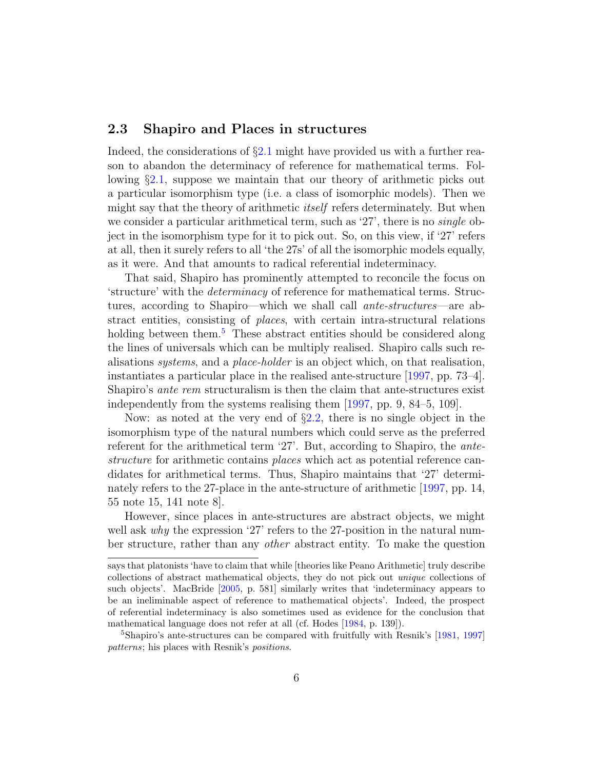## 2.3 Shapiro and Places in structures

Indeed, the considerations of §2.1 might have provided us with a further reason to abandon the determinacy of reference for mathematical terms. Following §2.1, suppose we maintain that our theory of arithmetic picks out a particular isomorphism type (i.e. a class of isomorphic models). Then we might say that the theory of arithmetic *itself* refers determinately. But when we consider a particular arithmetical term, such as '27', there is no *single* object in the isomorphism type for it to pick out. So, on this view, if '27' refers at all, then it surely refers to all 'the 27s' of all the isomorphic models equally, as it were. And that amounts to radical referential indeterminacy.

That said, Shapiro has prominently attempted to reconcile the focus on 'structure' with the *determinacy* of reference for mathematical terms. Structures, according to Shapiro—which we shall call *ante-structures*—are abstract entities, consisting of *places*, with certain intra-structural relations holding between them.[5] These abstract entities should be considered along the lines of universals which can be multiply realised. Shapiro calls such realisations *systems*, and a *place-holder* is an object which, on that realisation, instantiates a particular place in the realised ante-structure [1997, pp. 73–4]. Shapiro's *ante rem* structuralism is then the claim that ante-structures exist independently from the systems realising them [1997, pp. 9, 84–5, 109].

Now: as noted at the very end of §2.2, there is no single object in the isomorphism type of the natural numbers which could serve as the preferred referent for the arithmetical term '27'. But, according to Shapiro, the *ante-structure* for arithmetic contains *places* which act as potential reference candidates for arithmetical terms. Thus, Shapiro maintains that '27' determinately refers to the 27-place in the ante-structure of arithmetic [1997, pp. 14, 55 note 15, 141 note 8].

However, since places in ante-structures are abstract objects, we might well ask *why* the expression '27' refers to the 27-position in the natural number structure, rather than any *other* abstract entity. To make the question

---

says that platonists 'have to claim that while [theories like Peano Arithmetic] truly describe collections of abstract mathematical objects, they do not pick out *unique* collections of such objects'. MacBride [2005, p. 581] similarly writes that 'indeterminacy appears to be an ineliminable aspect of reference to mathematical objects'. Indeed, the prospect of referential indeterminacy is also sometimes used as evidence for the conclusion that mathematical language does not refer at all (cf. Hodes [1984, p. 139]).

[5] Shapiro's ante-structures can be compared with fruitfully with Resnik's [1981, 1997] *patterns*; his places with Resnik's *positions*.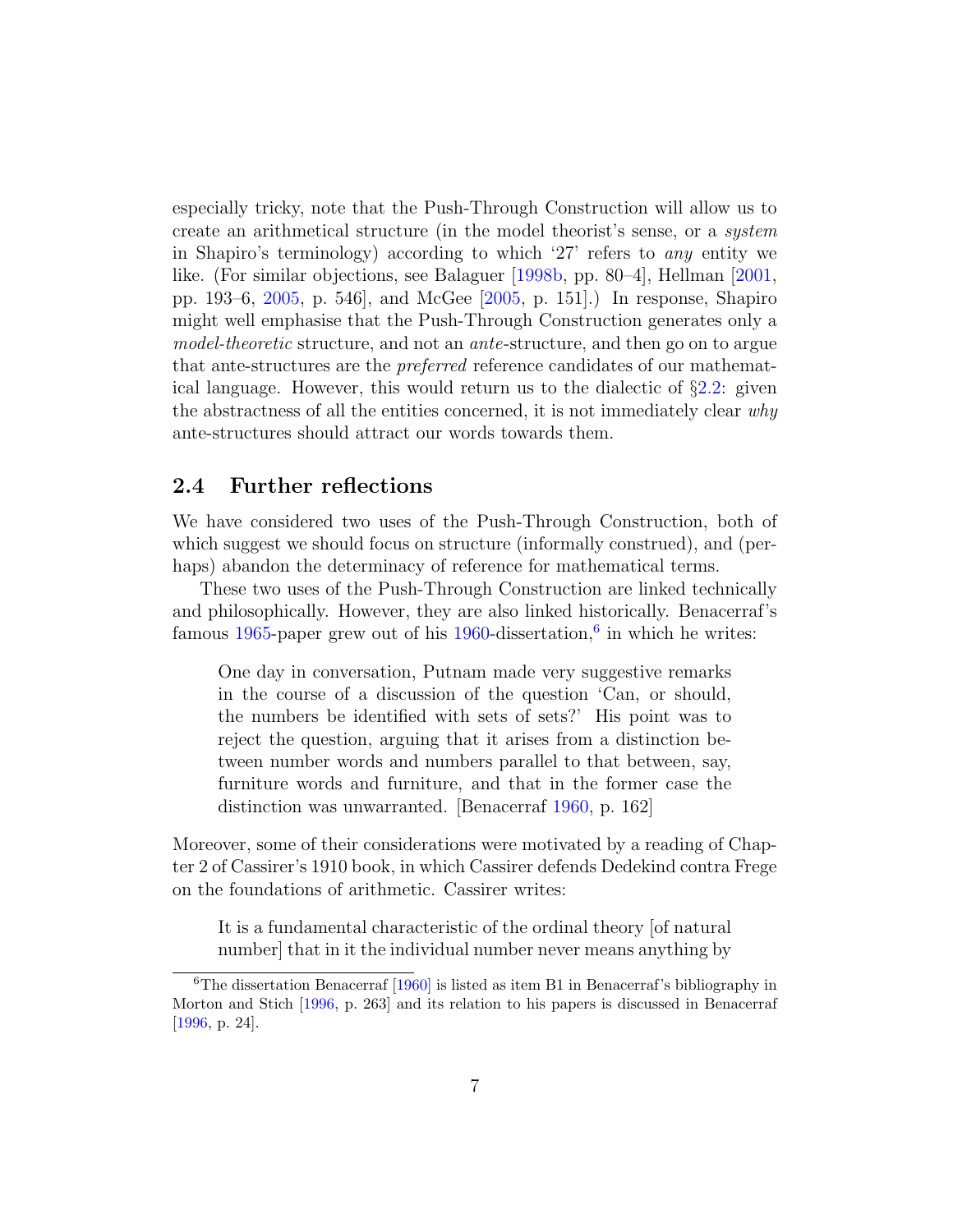especially tricky, note that the Push-Through Construction will allow us to create an arithmetical structure (in the model theorist's sense, or a *system* in Shapiro's terminology) according to which '27' refers to *any* entity we like. (For similar objections, see Balaguer [1998b, pp. 80–4], Hellman [2001, pp. 193–6, 2005, p. 546], and McGee [2005, p. 151].) In response, Shapiro might well emphasise that the Push-Through Construction generates only a *model-theoretic* structure, and not an *ante*-structure, and then go on to argue that ante-structures are the *preferred* reference candidates of our mathematical language. However, this would return us to the dialectic of §2.2: given the abstractness of all the entities concerned, it is not immediately clear *why* ante-structures should attract our words towards them.

## 2.4 Further reflections

We have considered two uses of the Push-Through Construction, both of which suggest we should focus on structure (informally construed), and (perhaps) abandon the determinacy of reference for mathematical terms.

These two uses of the Push-Through Construction are linked technically and philosophically. However, they are also linked historically. Benacerraf's famous 1965-paper grew out of his 1960-dissertation,[6] in which he writes:

> One day in conversation, Putnam made very suggestive remarks in the course of a discussion of the question 'Can, or should, the numbers be identified with sets of sets?' His point was to reject the question, arguing that it arises from a distinction between number words and numbers parallel to that between, say, furniture words and furniture, and that in the former case the distinction was unwarranted. [Benacerraf 1960, p. 162]

Moreover, some of their considerations were motivated by a reading of Chapter 2 of Cassirer's 1910 book, in which Cassirer defends Dedekind contra Frege on the foundations of arithmetic. Cassirer writes:

> It is a fundamental characteristic of the ordinal theory [of natural number] that in it the individual number never means anything by

[6] The dissertation Benacerraf [1960] is listed as item B1 in Benacerraf's bibliography in Morton and Stich [1996, p. 263] and its relation to his papers is discussed in Benacerraf [1996, p. 24].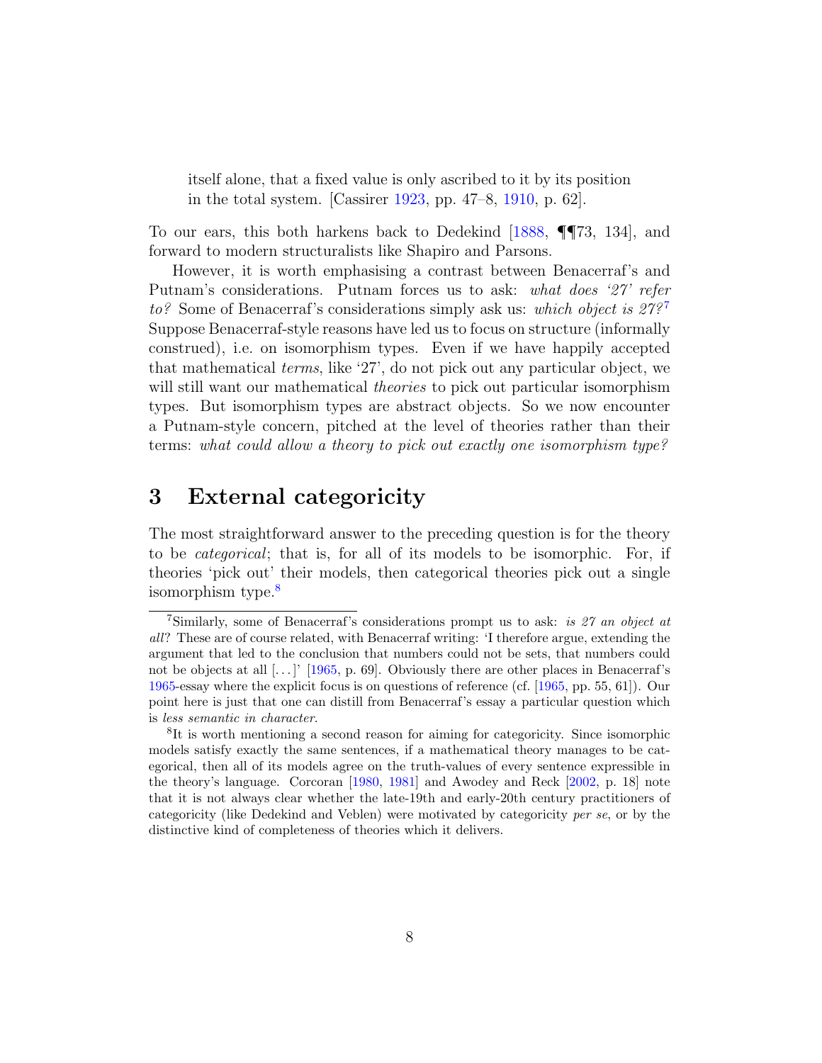> itself alone, that a fixed value is only ascribed to it by its position in the total system. [Cassirer 1923, pp. 47–8, 1910, p. 62].

To our ears, this both harkens back to Dedekind [1888, ¶¶73, 134], and forward to modern structuralists like Shapiro and Parsons.

However, it is worth emphasising a contrast between Benacerraf's and Putnam's considerations. Putnam forces us to ask: *what does '27' refer to?* Some of Benacerraf's considerations simply ask us: *which object is 27?*[7] Suppose Benacerraf-style reasons have led us to focus on structure (informally construed), i.e. on isomorphism types. Even if we have happily accepted that mathematical *terms*, like '27', do not pick out any particular object, we will still want our mathematical *theories* to pick out particular isomorphism types. But isomorphism types are abstract objects. So we now encounter a Putnam-style concern, pitched at the level of theories rather than their terms: *what could allow a theory to pick out exactly one isomorphism type?*

## 3 External categoricity

The most straightforward answer to the preceding question is for the theory to be *categorical*; that is, for all of its models to be isomorphic. For, if theories 'pick out' their models, then categorical theories pick out a single isomorphism type.[8]

[7] Similarly, some of Benacerraf's considerations prompt us to ask: *is 27 an object at all?* These are of course related, with Benacerraf writing: 'I therefore argue, extending the argument that led to the conclusion that numbers could not be sets, that numbers could not be objects at all [...]' [1965, p. 69]. Obviously there are other places in Benacerraf's 1965-essay where the explicit focus is on questions of reference (cf. [1965, pp. 55, 61]). Our point here is just that one can distill from Benacerraf's essay a particular question which is *less semantic in character*.

[8] It is worth mentioning a second reason for aiming for categoricity. Since isomorphic models satisfy exactly the same sentences, if a mathematical theory manages to be categorical, then all of its models agree on the truth-values of every sentence expressible in the theory's language. Corcoran [1980, 1981] and Awodey and Reck [2002, p. 18] note that it is not always clear whether the late-19th and early-20th century practitioners of categoricity (like Dedekind and Veblen) were motivated by categoricity *per se*, or by the distinctive kind of completeness of theories which it delivers.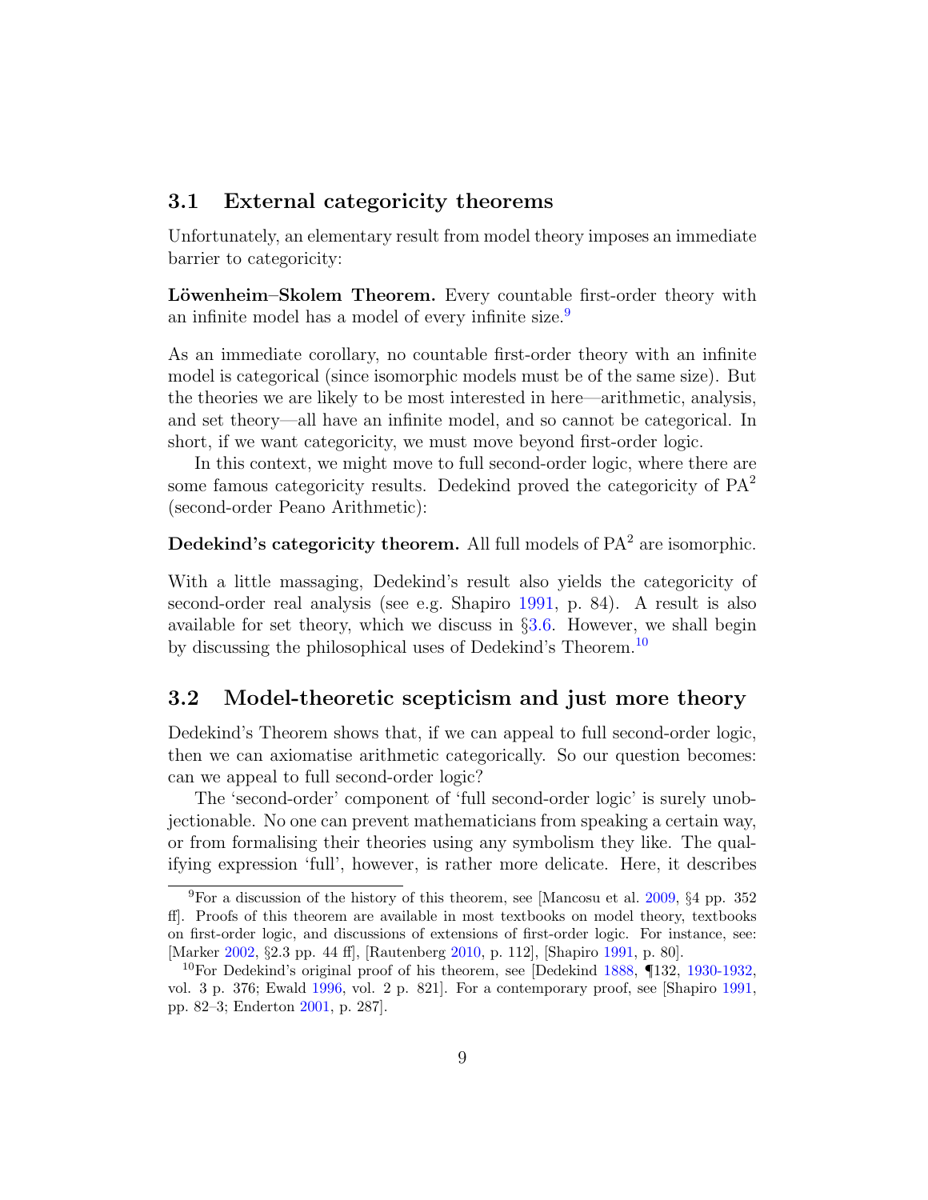### 3.1 External categoricity theorems

Unfortunately, an elementary result from model theory imposes an immediate barrier to categoricity:

**Löwenheim–Skolem Theorem.** Every countable first-order theory with an infinite model has a model of every infinite size.[9]

As an immediate corollary, no countable first-order theory with an infinite model is categorical (since isomorphic models must be of the same size). But the theories we are likely to be most interested in here—arithmetic, analysis, and set theory—all have an infinite model, and so cannot be categorical. In short, if we want categoricity, we must move beyond first-order logic.

In this context, we might move to full second-order logic, where there are some famous categoricity results. Dedekind proved the categoricity of $\text{PA}^2$ (second-order Peano Arithmetic):

**Dedekind's categoricity theorem.** All full models of $\text{PA}^2$ are isomorphic.

With a little massaging, Dedekind's result also yields the categoricity of second-order real analysis (see e.g. Shapiro 1991, p. 84). A result is also available for set theory, which we discuss in §3.6. However, we shall begin by discussing the philosophical uses of Dedekind's Theorem.[10]

### 3.2 Model-theoretic scepticism and just more theory

Dedekind's Theorem shows that, if we can appeal to full second-order logic, then we can axiomatise arithmetic categorically. So our question becomes: can we appeal to full second-order logic?

The 'second-order' component of 'full second-order logic' is surely unobjectionable. No one can prevent mathematicians from speaking a certain way, or from formalising their theories using any symbolism they like. The qualifying expression 'full', however, is rather more delicate. Here, it describes

[9] For a discussion of the history of this theorem, see [Mancosu et al. 2009, §4 pp. 352 ff]. Proofs of this theorem are available in most textbooks on model theory, textbooks on first-order logic, and discussions of extensions of first-order logic. For instance, see: [Marker 2002, §2.3 pp. 44 ff], [Rautenberg 2010, p. 112], [Shapiro 1991, p. 80].

[10] For Dedekind's original proof of his theorem, see [Dedekind 1888, ¶132, 1930-1932, vol. 3 p. 376; Ewald 1996, vol. 2 p. 821]. For a contemporary proof, see [Shapiro 1991, pp. 82–3; Enderton 2001, p. 287].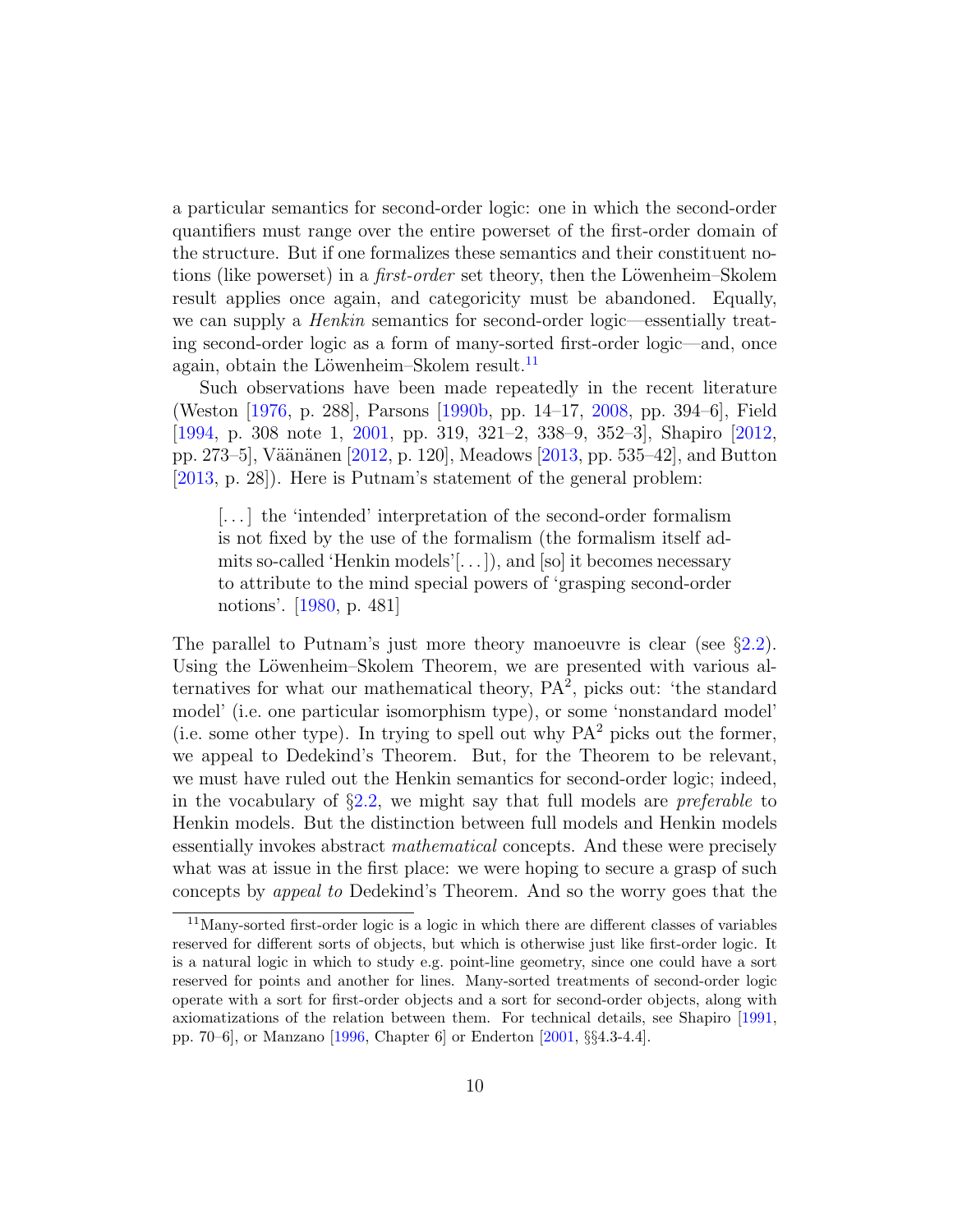a particular semantics for second-order logic: one in which the second-order quantifiers must range over the entire powerset of the first-order domain of the structure. But if one formalizes these semantics and their constituent notions (like powerset) in a *first-order* set theory, then the Löwenheim–Skolem result applies once again, and categoricity must be abandoned. Equally, we can supply a *Henkin* semantics for second-order logic—essentially treating second-order logic as a form of many-sorted first-order logic—and, once again, obtain the Löwenheim–Skolem result.[11]

Such observations have been made repeatedly in the recent literature (Weston [1976, p. 288], Parsons [1990b, pp. 14–17, 2008, pp. 394–6], Field [1994, p. 308 note 1, 2001, pp. 319, 321–2, 338–9, 352–3], Shapiro [2012, pp. 273–5], Väänänen [2012, p. 120], Meadows [2013, pp. 535–42], and Button [2013, p. 28]). Here is Putnam's statement of the general problem:

> [. . . ] the 'intended' interpretation of the second-order formalism is not fixed by the use of the formalism (the formalism itself admits so-called 'Henkin models'[. . . ]), and [so] it becomes necessary to attribute to the mind special powers of 'grasping second-order notions'. [1980, p. 481]

The parallel to Putnam's just more theory manoeuvre is clear (see §2.2). Using the Löwenheim–Skolem Theorem, we are presented with various alternatives for what our mathematical theory, $PA^2$, picks out: 'the standard model' (i.e. one particular isomorphism type), or some 'nonstandard model' (i.e. some other type). In trying to spell out why $PA^2$ picks out the former, we appeal to Dedekind's Theorem. But, for the Theorem to be relevant, we must have ruled out the Henkin semantics for second-order logic; indeed, in the vocabulary of §2.2, we might say that full models are *preferable* to Henkin models. But the distinction between full models and Henkin models essentially invokes abstract *mathematical* concepts. And these were precisely what was at issue in the first place: we were hoping to secure a grasp of such concepts by *appeal to* Dedekind's Theorem. And so the worry goes that the

[11] Many-sorted first-order logic is a logic in which there are different classes of variables reserved for different sorts of objects, but which is otherwise just like first-order logic. It is a natural logic in which to study e.g. point-line geometry, since one could have a sort reserved for points and another for lines. Many-sorted treatments of second-order logic operate with a sort for first-order objects and a sort for second-order objects, along with axiomatizations of the relation between them. For technical details, see Shapiro [1991, pp. 70–6], or Manzano [1996, Chapter 6] or Enderton [2001, §§4.3-4.4].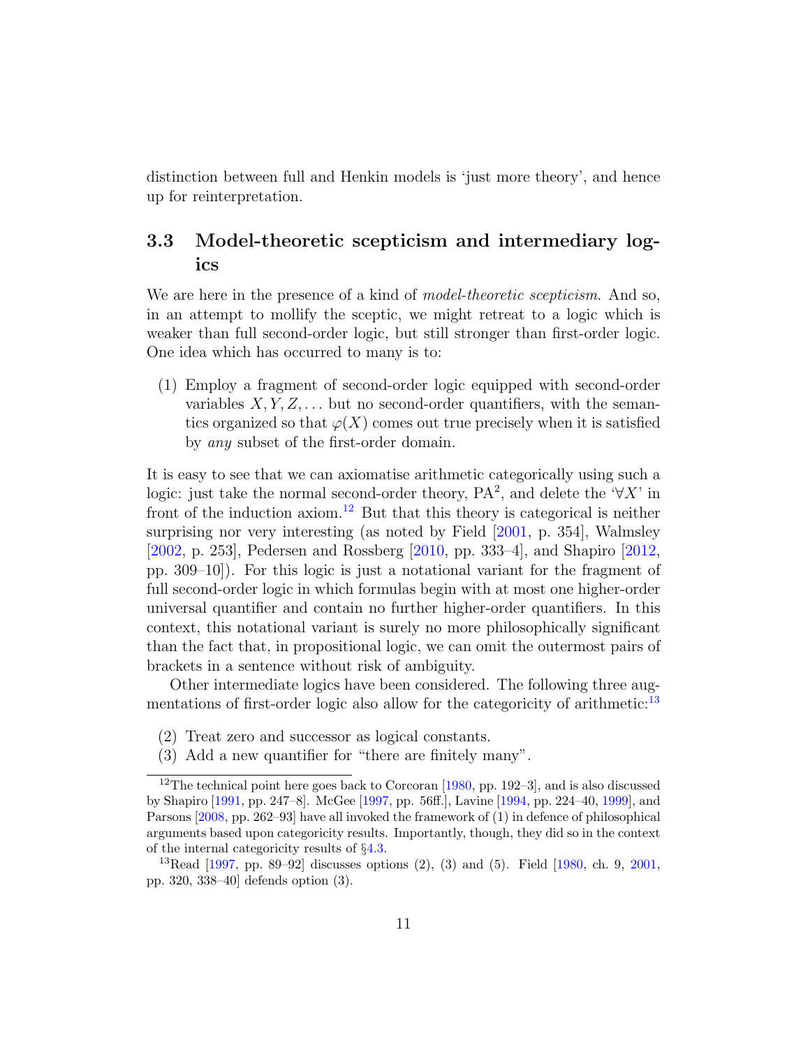distinction between full and Henkin models is 'just more theory', and hence up for reinterpretation.

### 3.3 Model-theoretic scepticism and intermediary logics

We are here in the presence of a kind of *model-theoretic scepticism*. And so, in an attempt to mollify the sceptic, we might retreat to a logic which is weaker than full second-order logic, but still stronger than first-order logic. One idea which has occurred to many is to:

(1) Employ a fragment of second-order logic equipped with second-order variables $X, Y, Z, \ldots$ but no second-order quantifiers, with the semantics organized so that $\varphi(X)$ comes out true precisely when it is satisfied by *any* subset of the first-order domain.

It is easy to see that we can axiomatise arithmetic categorically using such a logic: just take the normal second-order theory, $\text{PA}^2$, and delete the '$\forall X$' in front of the induction axiom.[12] But that this theory is categorical is neither surprising nor very interesting (as noted by Field [2001, p. 354], Walmsley [2002, p. 253], Pedersen and Rossberg [2010, pp. 333–4], and Shapiro [2012, pp. 309–10]). For this logic is just a notational variant for the fragment of full second-order logic in which formulas begin with at most one higher-order universal quantifier and contain no further higher-order quantifiers. In this context, this notational variant is surely no more philosophically significant than the fact that, in propositional logic, we can omit the outermost pairs of brackets in a sentence without risk of ambiguity.

Other intermediate logics have been considered. The following three augmentations of first-order logic also allow for the categoricity of arithmetic:[13]

(2) Treat zero and successor as logical constants.
(3) Add a new quantifier for "there are finitely many".

[12] The technical point here goes back to Corcoran [1980, pp. 192–3], and is also discussed by Shapiro [1991, pp. 247–8]. McGee [1997, pp. 56ff.], Lavine [1994, pp. 224–40, 1999], and Parsons [2008, pp. 262–93] have all invoked the framework of (1) in defence of philosophical arguments based upon categoricity results. Importantly, though, they did so in the context of the internal categoricity results of §4.3.

[13] Read [1997, pp. 89–92] discusses options (2), (3) and (5). Field [1980, ch. 9, 2001, pp. 320, 338–40] defends option (3).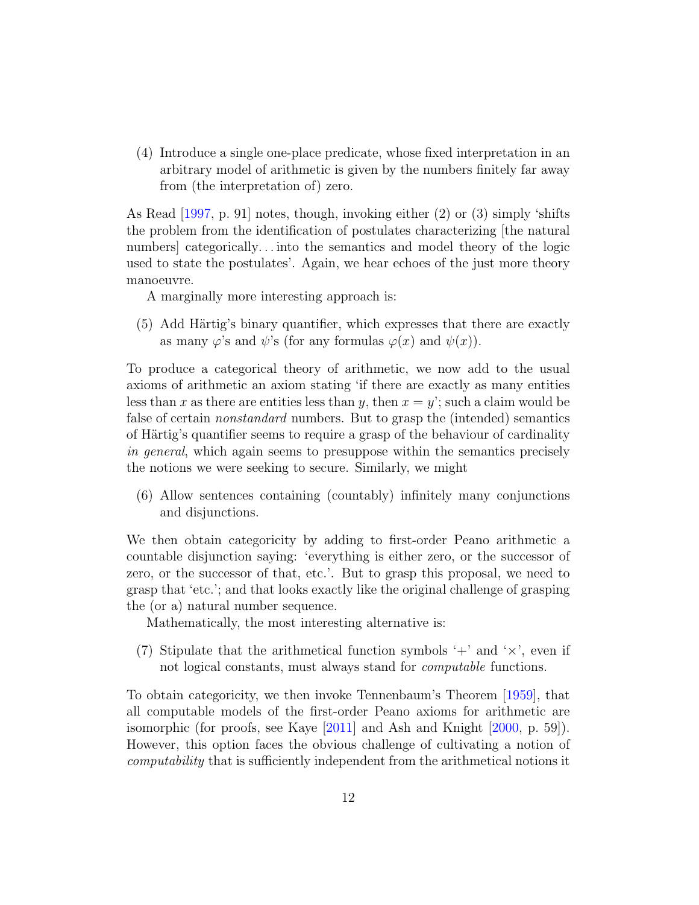(4) Introduce a single one-place predicate, whose fixed interpretation in an arbitrary model of arithmetic is given by the numbers finitely far away from (the interpretation of) zero.

As Read [1997, p. 91] notes, though, invoking either (2) or (3) simply 'shifts the problem from the identification of postulates characterizing [the natural numbers] categorically... into the semantics and model theory of the logic used to state the postulates'. Again, we hear echoes of the just more theory manoeuvre.

A marginally more interesting approach is:

(5) Add Härtig's binary quantifier, which expresses that there are exactly as many $\varphi$'s and $\psi$'s (for any formulas $\varphi(x)$ and $\psi(x)$).

To produce a categorical theory of arithmetic, we now add to the usual axioms of arithmetic an axiom stating 'if there are exactly as many entities less than $x$ as there are entities less than $y$, then $x = y$'; such a claim would be false of certain *nonstandard* numbers. But to grasp the (intended) semantics of Härtig's quantifier seems to require a grasp of the behaviour of cardinality *in general*, which again seems to presuppose within the semantics precisely the notions we were seeking to secure. Similarly, we might

(6) Allow sentences containing (countably) infinitely many conjunctions and disjunctions.

We then obtain categoricity by adding to first-order Peano arithmetic a countable disjunction saying: 'everything is either zero, or the successor of zero, or the successor of that, etc.'. But to grasp this proposal, we need to grasp that 'etc.'; and that looks exactly like the original challenge of grasping the (or a) natural number sequence.

Mathematically, the most interesting alternative is:

(7) Stipulate that the arithmetical function symbols '$+$' and '$\times$', even if not logical constants, must always stand for *computable* functions.

To obtain categoricity, we then invoke Tennenbaum's Theorem [1959], that all computable models of the first-order Peano axioms for arithmetic are isomorphic (for proofs, see Kaye [2011] and Ash and Knight [2000, p. 59]). However, this option faces the obvious challenge of cultivating a notion of *computability* that is sufficiently independent from the arithmetical notions it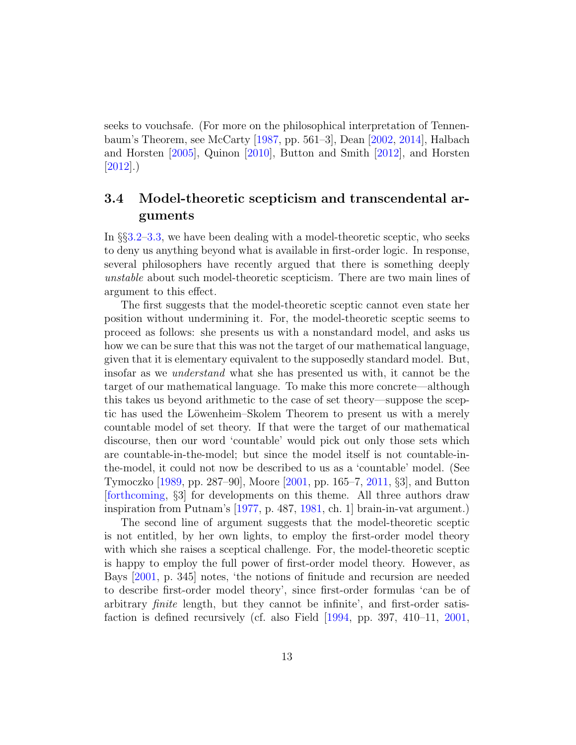seeks to vouchsafe. (For more on the philosophical interpretation of Tennenbaum's Theorem, see McCarty [1987, pp. 561–3], Dean [2002, 2014], Halbach and Horsten [2005], Quinon [2010], Button and Smith [2012], and Horsten [2012].)

### 3.4 Model-theoretic scepticism and transcendental arguments

In §§3.2–3.3, we have been dealing with a model-theoretic sceptic, who seeks to deny us anything beyond what is available in first-order logic. In response, several philosophers have recently argued that there is something deeply *unstable* about such model-theoretic scepticism. There are two main lines of argument to this effect.

The first suggests that the model-theoretic sceptic cannot even state her position without undermining it. For, the model-theoretic sceptic seems to proceed as follows: she presents us with a nonstandard model, and asks us how we can be sure that this was not the target of our mathematical language, given that it is elementary equivalent to the supposedly standard model. But, insofar as we *understand* what she has presented us with, it cannot be the target of our mathematical language. To make this more concrete—although this takes us beyond arithmetic to the case of set theory—suppose the sceptic has used the Löwenheim–Skolem Theorem to present us with a merely countable model of set theory. If that were the target of our mathematical discourse, then our word 'countable' would pick out only those sets which are countable-in-the-model; but since the model itself is not countable-in-the-model, it could not now be described to us as a 'countable' model. (See Tymoczko [1989, pp. 287–90], Moore [2001, pp. 165–7, 2011, §3], and Button [forthcoming, §3] for developments on this theme. All three authors draw inspiration from Putnam's [1977, p. 487, 1981, ch. 1] brain-in-vat argument.)

The second line of argument suggests that the model-theoretic sceptic is not entitled, by her own lights, to employ the first-order model theory with which she raises a sceptical challenge. For, the model-theoretic sceptic is happy to employ the full power of first-order model theory. However, as Bays [2001, p. 345] notes, 'the notions of finitude and recursion are needed to describe first-order model theory', since first-order formulas 'can be of arbitrary *finite* length, but they cannot be infinite', and first-order satisfaction is defined recursively (cf. also Field [1994, pp. 397, 410–11, 2001,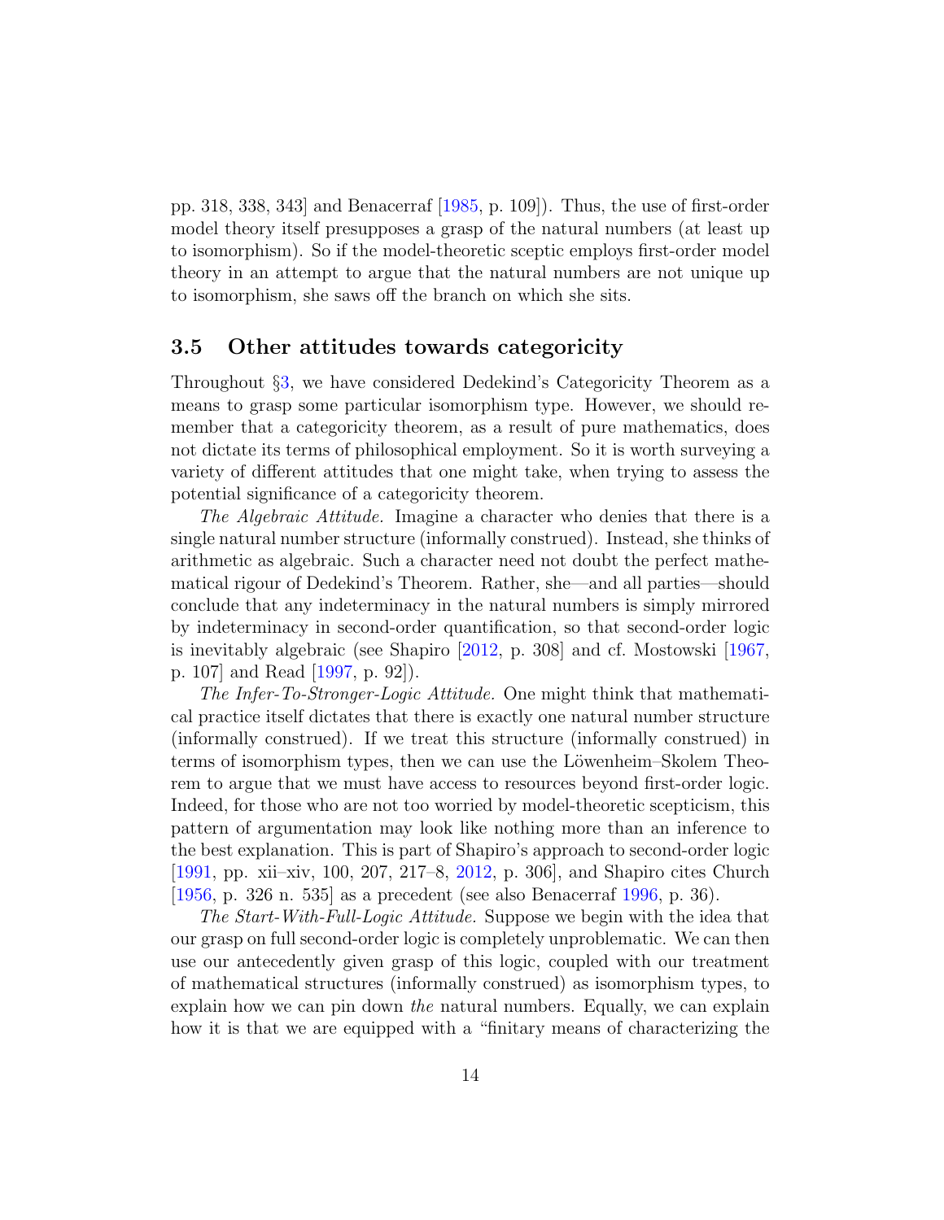pp. 318, 338, 343] and Benacerraf [1985, p. 109]). Thus, the use of first-order model theory itself presupposes a grasp of the natural numbers (at least up to isomorphism). So if the model-theoretic sceptic employs first-order model theory in an attempt to argue that the natural numbers are not unique up to isomorphism, she saws off the branch on which she sits.

### 3.5 Other attitudes towards categoricity

Throughout §3, we have considered Dedekind's Categoricity Theorem as a means to grasp some particular isomorphism type. However, we should remember that a categoricity theorem, as a result of pure mathematics, does not dictate its terms of philosophical employment. So it is worth surveying a variety of different attitudes that one might take, when trying to assess the potential significance of a categoricity theorem.

*The Algebraic Attitude.* Imagine a character who denies that there is a single natural number structure (informally construed). Instead, she thinks of arithmetic as algebraic. Such a character need not doubt the perfect mathematical rigour of Dedekind's Theorem. Rather, she—and all parties—should conclude that any indeterminacy in the natural numbers is simply mirrored by indeterminacy in second-order quantification, so that second-order logic is inevitably algebraic (see Shapiro [2012, p. 308] and cf. Mostowski [1967, p. 107] and Read [1997, p. 92]).

*The Infer-To-Stronger-Logic Attitude.* One might think that mathematical practice itself dictates that there is exactly one natural number structure (informally construed). If we treat this structure (informally construed) in terms of isomorphism types, then we can use the Löwenheim–Skolem Theorem to argue that we must have access to resources beyond first-order logic. Indeed, for those who are not too worried by model-theoretic scepticism, this pattern of argumentation may look like nothing more than an inference to the best explanation. This is part of Shapiro's approach to second-order logic [1991, pp. xii–xiv, 100, 207, 217–8, 2012, p. 306], and Shapiro cites Church [1956, p. 326 n. 535] as a precedent (see also Benacerraf 1996, p. 36).

*The Start-With-Full-Logic Attitude.* Suppose we begin with the idea that our grasp on full second-order logic is completely unproblematic. We can then use our antecedently given grasp of this logic, coupled with our treatment of mathematical structures (informally construed) as isomorphism types, to explain how we can pin down *the* natural numbers. Equally, we can explain how it is that we are equipped with a "finitary means of characterizing the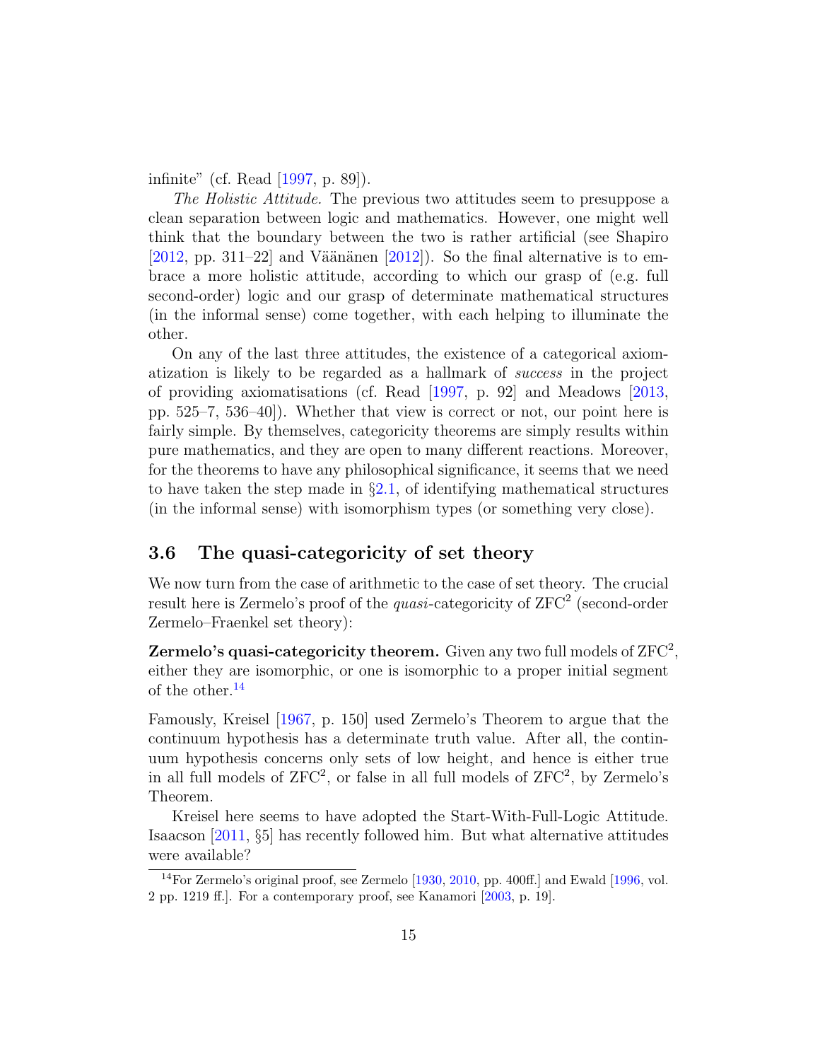infinite" (cf. Read [1997, p. 89]).

*The Holistic Attitude.* The previous two attitudes seem to presuppose a clean separation between logic and mathematics. However, one might well think that the boundary between the two is rather artificial (see Shapiro [2012, pp. 311–22] and Väänänen [2012]). So the final alternative is to embrace a more holistic attitude, according to which our grasp of (e.g. full second-order) logic and our grasp of determinate mathematical structures (in the informal sense) come together, with each helping to illuminate the other.

On any of the last three attitudes, the existence of a categorical axiomatization is likely to be regarded as a hallmark of *success* in the project of providing axiomatisations (cf. Read [1997, p. 92] and Meadows [2013, pp. 525–7, 536–40]). Whether that view is correct or not, our point here is fairly simple. By themselves, categoricity theorems are simply results within pure mathematics, and they are open to many different reactions. Moreover, for the theorems to have any philosophical significance, it seems that we need to have taken the step made in §2.1, of identifying mathematical structures (in the informal sense) with isomorphism types (or something very close).

## 3.6 The quasi-categoricity of set theory

We now turn from the case of arithmetic to the case of set theory. The crucial result here is Zermelo's proof of the *quasi*-categoricity of $\text{ZFC}^2$ (second-order Zermelo–Fraenkel set theory):

**Zermelo's quasi-categoricity theorem.** Given any two full models of $\text{ZFC}^2$, either they are isomorphic, or one is isomorphic to a proper initial segment of the other.[14]

Famously, Kreisel [1967, p. 150] used Zermelo's Theorem to argue that the continuum hypothesis has a determinate truth value. After all, the continuum hypothesis concerns only sets of low height, and hence is either true in all full models of $\text{ZFC}^2$, or false in all full models of $\text{ZFC}^2$, by Zermelo's Theorem.

Kreisel here seems to have adopted the Start-With-Full-Logic Attitude. Isaacson [2011, §5] has recently followed him. But what alternative attitudes were available?

[14] For Zermelo's original proof, see Zermelo [1930, 2010, pp. 400ff.] and Ewald [1996, vol. 2 pp. 1219 ff.]. For a contemporary proof, see Kanamori [2003, p. 19].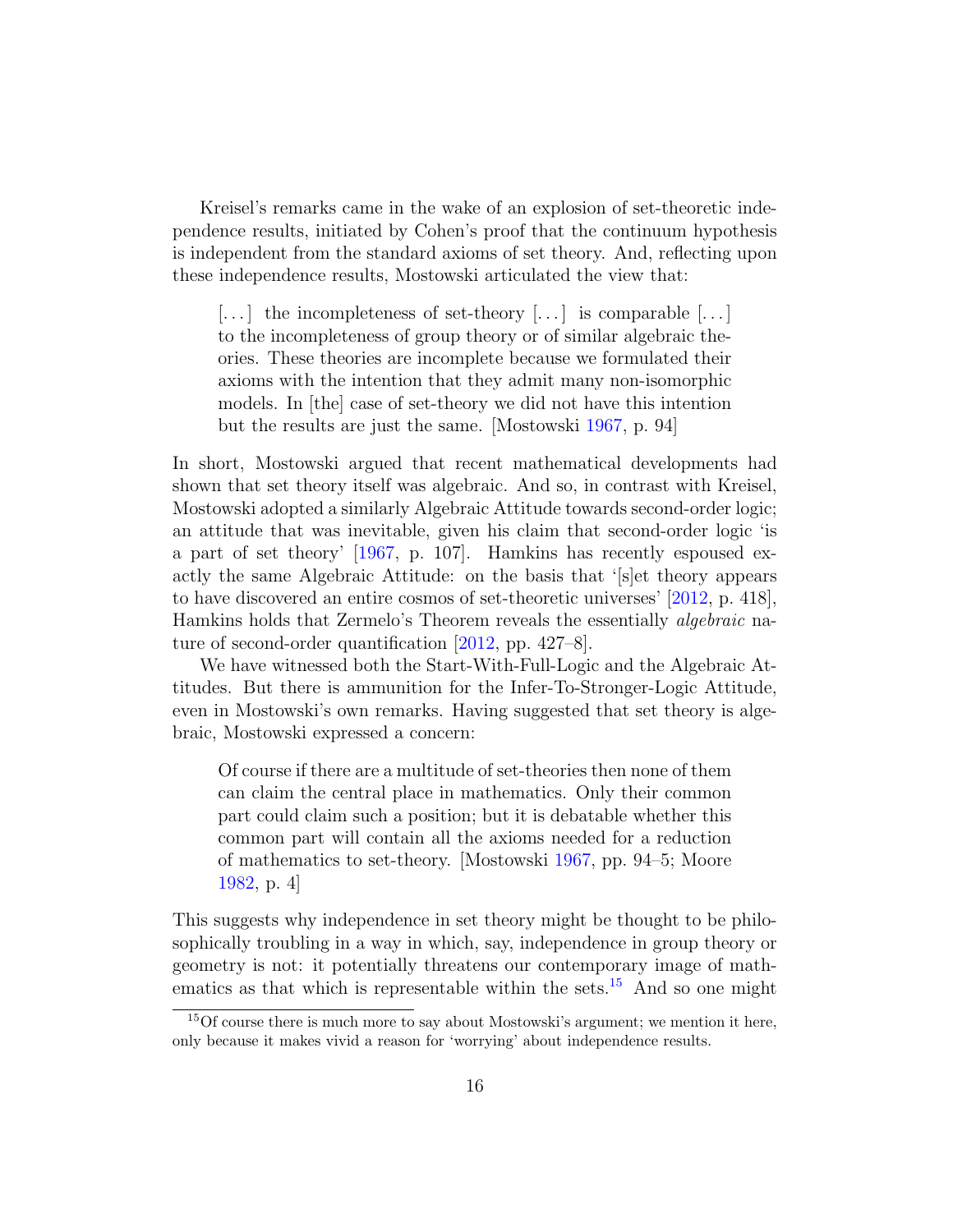Kreisel's remarks came in the wake of an explosion of set-theoretic independence results, initiated by Cohen's proof that the continuum hypothesis is independent from the standard axioms of set theory. And, reflecting upon these independence results, Mostowski articulated the view that:

> [...] the incompleteness of set-theory [...] is comparable [...] to the incompleteness of group theory or of similar algebraic theories. These theories are incomplete because we formulated their axioms with the intention that they admit many non-isomorphic models. In [the] case of set-theory we did not have this intention but the results are just the same. [Mostowski 1967, p. 94]

In short, Mostowski argued that recent mathematical developments had shown that set theory itself was algebraic. And so, in contrast with Kreisel, Mostowski adopted a similarly Algebraic Attitude towards second-order logic; an attitude that was inevitable, given his claim that second-order logic 'is a part of set theory' [1967, p. 107]. Hamkins has recently espoused exactly the same Algebraic Attitude: on the basis that '[s]et theory appears to have discovered an entire cosmos of set-theoretic universes' [2012, p. 418], Hamkins holds that Zermelo's Theorem reveals the essentially *algebraic* nature of second-order quantification [2012, pp. 427–8].

We have witnessed both the Start-With-Full-Logic and the Algebraic Attitudes. But there is ammunition for the Infer-To-Stronger-Logic Attitude, even in Mostowski's own remarks. Having suggested that set theory is algebraic, Mostowski expressed a concern:

> Of course if there are a multitude of set-theories then none of them can claim the central place in mathematics. Only their common part could claim such a position; but it is debatable whether this common part will contain all the axioms needed for a reduction of mathematics to set-theory. [Mostowski 1967, pp. 94–5; Moore 1982, p. 4]

This suggests why independence in set theory might be thought to be philosophically troubling in a way in which, say, independence in group theory or geometry is not: it potentially threatens our contemporary image of mathematics as that which is representable within the sets.[15] And so one might

[15] Of course there is much more to say about Mostowski's argument; we mention it here, only because it makes vivid a reason for 'worrying' about independence results.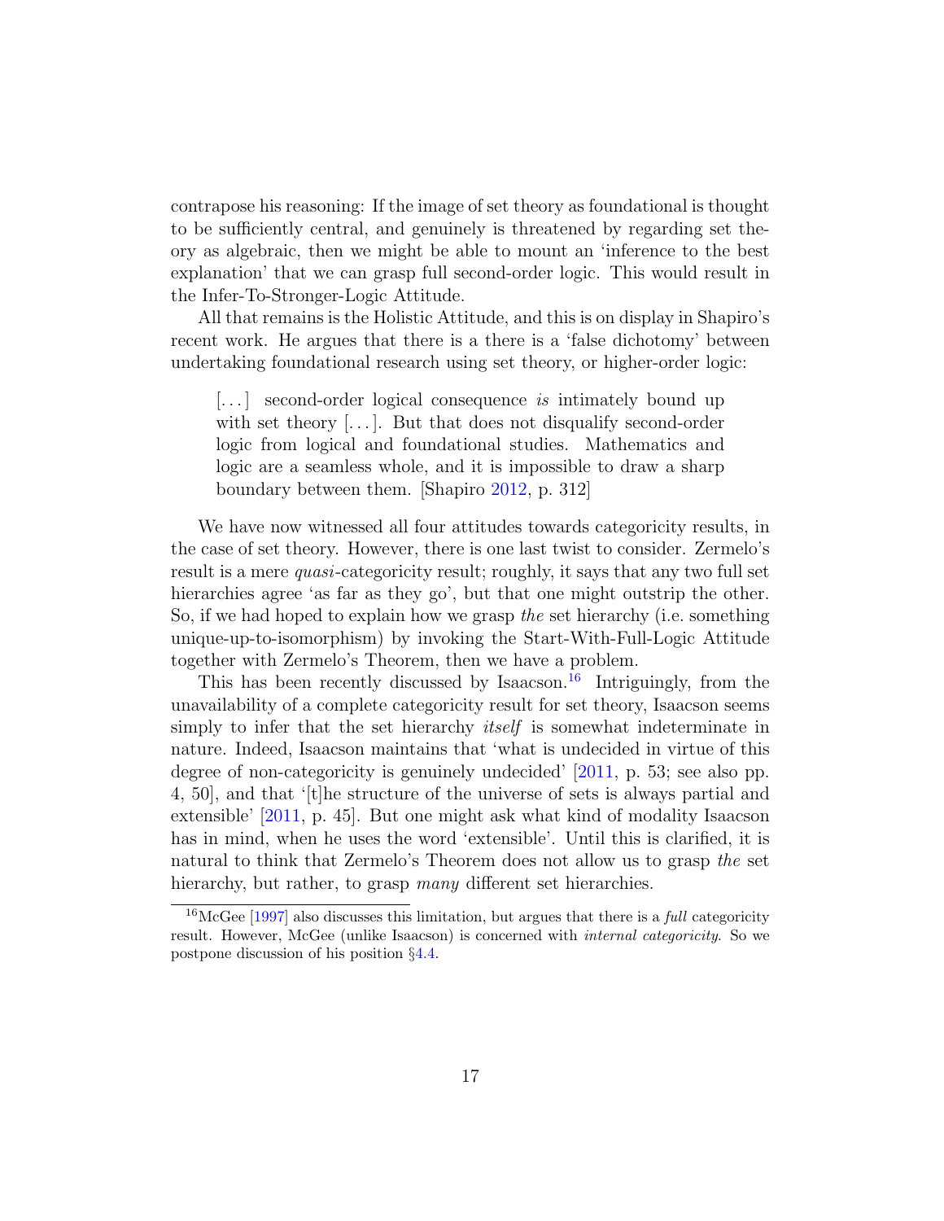contrapose his reasoning: If the image of set theory as foundational is thought to be sufficiently central, and genuinely is threatened by regarding set theory as algebraic, then we might be able to mount an 'inference to the best explanation' that we can grasp full second-order logic. This would result in the Infer-To-Stronger-Logic Attitude.

All that remains is the Holistic Attitude, and this is on display in Shapiro's recent work. He argues that there is a there is a 'false dichotomy' between undertaking foundational research using set theory, or higher-order logic:

> [...] second-order logical consequence *is* intimately bound up with set theory [...]. But that does not disqualify second-order logic from logical and foundational studies. Mathematics and logic are a seamless whole, and it is impossible to draw a sharp boundary between them. [Shapiro 2012, p. 312]

We have now witnessed all four attitudes towards categoricity results, in the case of set theory. However, there is one last twist to consider. Zermelo's result is a mere *quasi*-categoricity result; roughly, it says that any two full set hierarchies agree 'as far as they go', but that one might outstrip the other. So, if we had hoped to explain how we grasp *the* set hierarchy (i.e. something unique-up-to-isomorphism) by invoking the Start-With-Full-Logic Attitude together with Zermelo's Theorem, then we have a problem.

This has been recently discussed by Isaacson.[16] Intriguingly, from the unavailability of a complete categoricity result for set theory, Isaacson seems simply to infer that the set hierarchy *itself* is somewhat indeterminate in nature. Indeed, Isaacson maintains that 'what is undecided in virtue of this degree of non-categoricity is genuinely undecided' [2011, p. 53; see also pp. 4, 50], and that '[t]he structure of the universe of sets is always partial and extensible' [2011, p. 45]. But one might ask what kind of modality Isaacson has in mind, when he uses the word 'extensible'. Until this is clarified, it is natural to think that Zermelo's Theorem does not allow us to grasp *the* set hierarchy, but rather, to grasp *many* different set hierarchies.

[16] McGee [1997] also discusses this limitation, but argues that there is a *full* categoricity result. However, McGee (unlike Isaacson) is concerned with *internal categoricity*. So we postpone discussion of his position §4.4.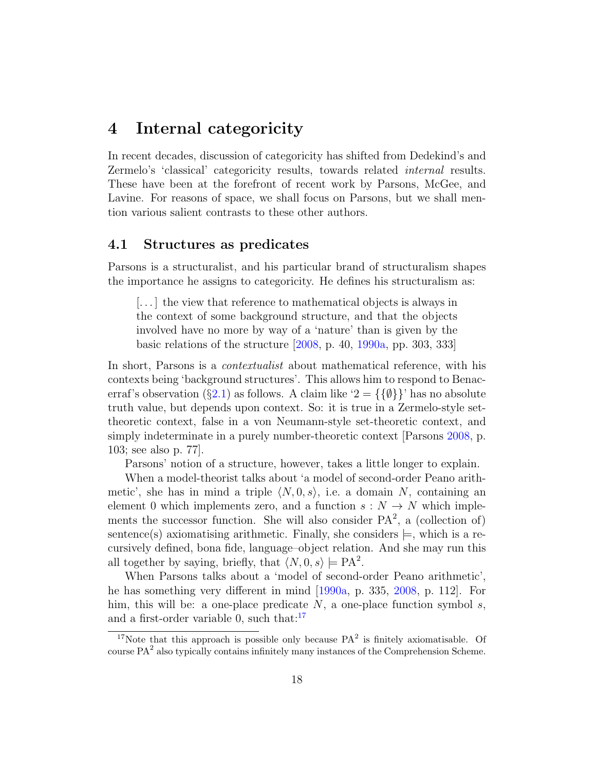# 4 Internal categoricity

In recent decades, discussion of categoricity has shifted from Dedekind's and Zermelo's 'classical' categoricity results, towards related *internal* results. These have been at the forefront of recent work by Parsons, McGee, and Lavine. For reasons of space, we shall focus on Parsons, but we shall mention various salient contrasts to these other authors.

## 4.1 Structures as predicates

Parsons is a structuralist, and his particular brand of structuralism shapes the importance he assigns to categoricity. He defines his structuralism as:

> [...] the view that reference to mathematical objects is always in the context of some background structure, and that the objects involved have no more by way of a 'nature' than is given by the basic relations of the structure [2008, p. 40, 1990a, pp. 303, 333]

In short, Parsons is a *contextualist* about mathematical reference, with his contexts being 'background structures'. This allows him to respond to Benacerraf's observation (§2.1) as follows. A claim like '$2 = \{\{\emptyset\}\}$' has no absolute truth value, but depends upon context. So: it is true in a Zermelo-style set-theoretic context, false in a von Neumann-style set-theoretic context, and simply indeterminate in a purely number-theoretic context [Parsons 2008, p. 103; see also p. 77].

Parsons' notion of a structure, however, takes a little longer to explain.

When a model-theorist talks about 'a model of second-order Peano arithmetic', she has in mind a triple $\langle N, 0, s\rangle$, i.e. a domain $N$, containing an element 0 which implements zero, and a function $s : N \to N$ which implements the successor function. She will also consider $\text{PA}^2$, a (collection of) sentence(s) axiomatising arithmetic. Finally, she considers $\models$, which is a recursively defined, bona fide, language–object relation. And she may run this all together by saying, briefly, that $\langle N, 0, s\rangle \models \text{PA}^2$.

When Parsons talks about a 'model of second-order Peano arithmetic', he has something very different in mind [1990a, p. 335, 2008, p. 112]. For him, this will be: a one-place predicate $N$, a one-place function symbol $s$, and a first-order variable 0, such that:[17]

[17] Note that this approach is possible only because $\text{PA}^2$ is finitely axiomatisable. Of course $\text{PA}^2$ also typically contains infinitely many instances of the Comprehension Scheme.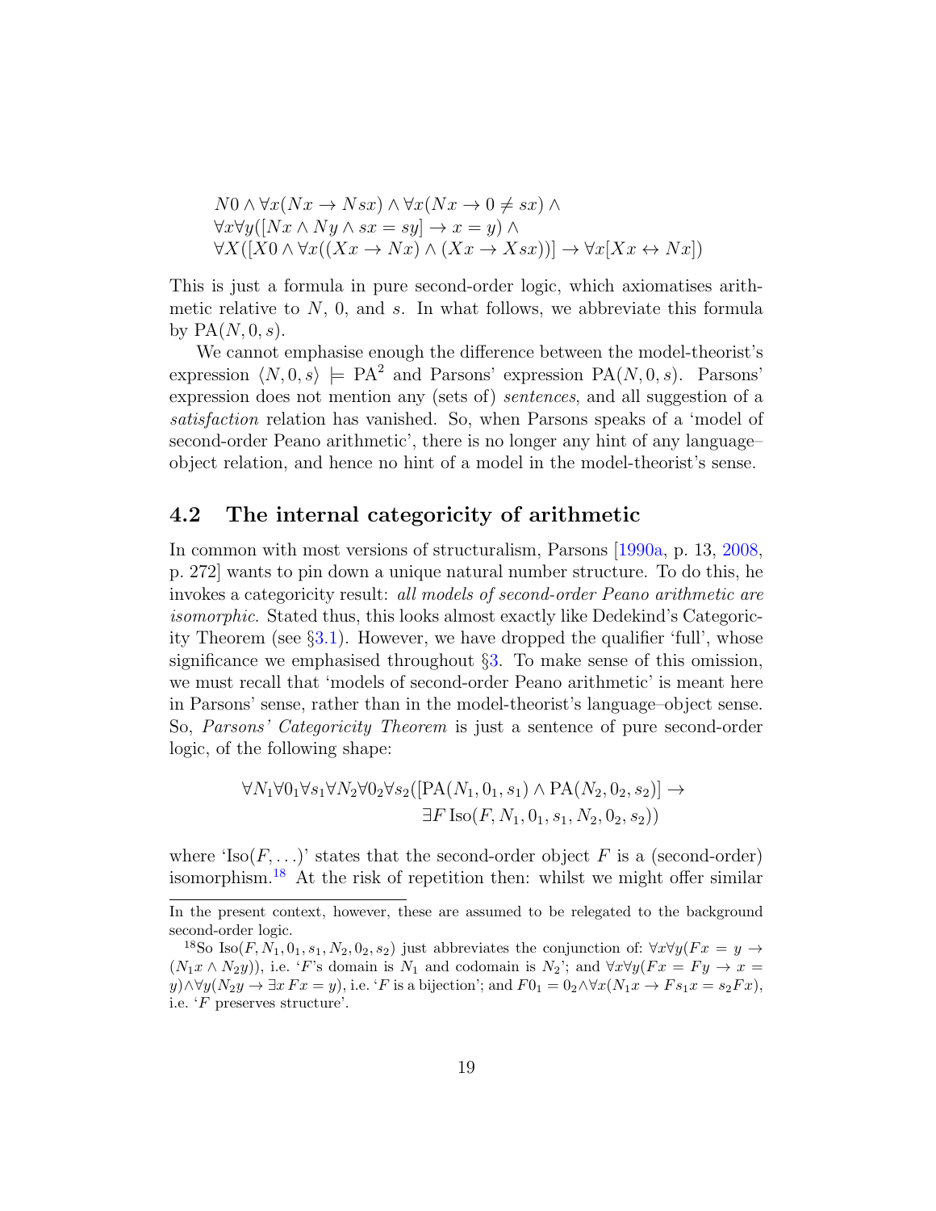$$
\begin{aligned}
&N0 \wedge \forall x(Nx \rightarrow Nsx) \wedge \forall x(Nx \rightarrow 0 \neq sx) \wedge \\
&\forall x \forall y([Nx \wedge Ny \wedge sx = sy] \rightarrow x = y) \wedge \\
&\forall X([X0 \wedge \forall x((Xx \rightarrow Nx) \wedge (Xx \rightarrow Xsx))] \rightarrow \forall x[Xx \leftrightarrow Nx])
\end{aligned}
$$

This is just a formula in pure second-order logic, which axiomatises arithmetic relative to $N$, $0$, and $s$. In what follows, we abbreviate this formula by $\mathrm{PA}(N, 0, s)$.

We cannot emphasise enough the difference between the model-theorist's expression $\langle N, 0, s\rangle \models \mathrm{PA}^2$ and Parsons' expression $\mathrm{PA}(N, 0, s)$. Parsons' expression does not mention any (sets of) *sentences*, and all suggestion of a *satisfaction* relation has vanished. So, when Parsons speaks of a 'model of second-order Peano arithmetic', there is no longer any hint of any language–object relation, and hence no hint of a model in the model-theorist's sense.

## 4.2 The internal categoricity of arithmetic

In common with most versions of structuralism, Parsons [1990a, p. 13, 2008, p. 272] wants to pin down a unique natural number structure. To do this, he invokes a categoricity result: *all models of second-order Peano arithmetic are isomorphic*. Stated thus, this looks almost exactly like Dedekind's Categoricity Theorem (see §3.1). However, we have dropped the qualifier 'full', whose significance we emphasised throughout §3. To make sense of this omission, we must recall that 'models of second-order Peano arithmetic' is meant here in Parsons' sense, rather than in the model-theorist's language–object sense. So, *Parsons' Categoricity Theorem* is just a sentence of pure second-order logic, of the following shape:

$$
\begin{aligned}
\forall N_1 \forall 0_1 \forall s_1 \forall N_2 \forall 0_2 \forall s_2([\mathrm{PA}(N_1, 0_1, s_1) \wedge \mathrm{PA}(N_2, 0_2, s_2)] \rightarrow \\
\exists F\, \mathrm{Iso}(F, N_1, 0_1, s_1, N_2, 0_2, s_2))
\end{aligned}
$$

where '$\mathrm{Iso}(F, \ldots)$' states that the second-order object $F$ is a (second-order) isomorphism.[18] At the risk of repetition then: whilst we might offer similar

---

In the present context, however, these are assumed to be relegated to the background second-order logic.

[18] So $\mathrm{Iso}(F, N_1, 0_1, s_1, N_2, 0_2, s_2)$ just abbreviates the conjunction of: $\forall x \forall y(Fx = y \rightarrow (N_1 x \wedge N_2 y))$, i.e. '$F$'s domain is $N_1$ and codomain is $N_2$'; and $\forall x \forall y(Fx = Fy \rightarrow x = y) \wedge \forall y(N_2 y \rightarrow \exists x\, Fx = y)$, i.e. '$F$ is a bijection'; and $F0_1 = 0_2 \wedge \forall x(N_1 x \rightarrow Fs_1 x = s_2 Fx)$, i.e. '$F$ preserves structure'.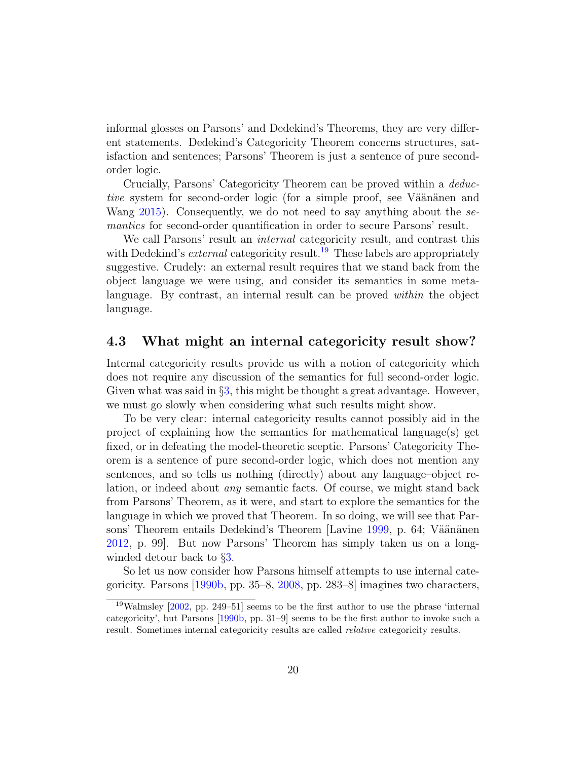informal glosses on Parsons' and Dedekind's Theorems, they are very different statements. Dedekind's Categoricity Theorem concerns structures, satisfaction and sentences; Parsons' Theorem is just a sentence of pure second-order logic.

Crucially, Parsons' Categoricity Theorem can be proved within a *deductive* system for second-order logic (for a simple proof, see Väänänen and Wang 2015). Consequently, we do not need to say anything about the *semantics* for second-order quantification in order to secure Parsons' result.

We call Parsons' result an *internal* categoricity result, and contrast this with Dedekind's *external* categoricity result.[19] These labels are appropriately suggestive. Crudely: an external result requires that we stand back from the object language we were using, and consider its semantics in some metalanguage. By contrast, an internal result can be proved *within* the object language.

### 4.3 What might an internal categoricity result show?

Internal categoricity results provide us with a notion of categoricity which does not require any discussion of the semantics for full second-order logic. Given what was said in §3, this might be thought a great advantage. However, we must go slowly when considering what such results might show.

To be very clear: internal categoricity results cannot possibly aid in the project of explaining how the semantics for mathematical language(s) get fixed, or in defeating the model-theoretic sceptic. Parsons' Categoricity Theorem is a sentence of pure second-order logic, which does not mention any sentences, and so tells us nothing (directly) about any language–object relation, or indeed about *any* semantic facts. Of course, we might stand back from Parsons' Theorem, as it were, and start to explore the semantics for the language in which we proved that Theorem. In so doing, we will see that Parsons' Theorem entails Dedekind's Theorem [Lavine 1999, p. 64; Väänänen 2012, p. 99]. But now Parsons' Theorem has simply taken us on a long-winded detour back to §3.

So let us now consider how Parsons himself attempts to use internal categoricity. Parsons [1990b, pp. 35–8, 2008, pp. 283–8] imagines two characters,

[19] Walmsley [2002, pp. 249–51] seems to be the first author to use the phrase 'internal categoricity', but Parsons [1990b, pp. 31–9] seems to be the first author to invoke such a result. Sometimes internal categoricity results are called *relative* categoricity results.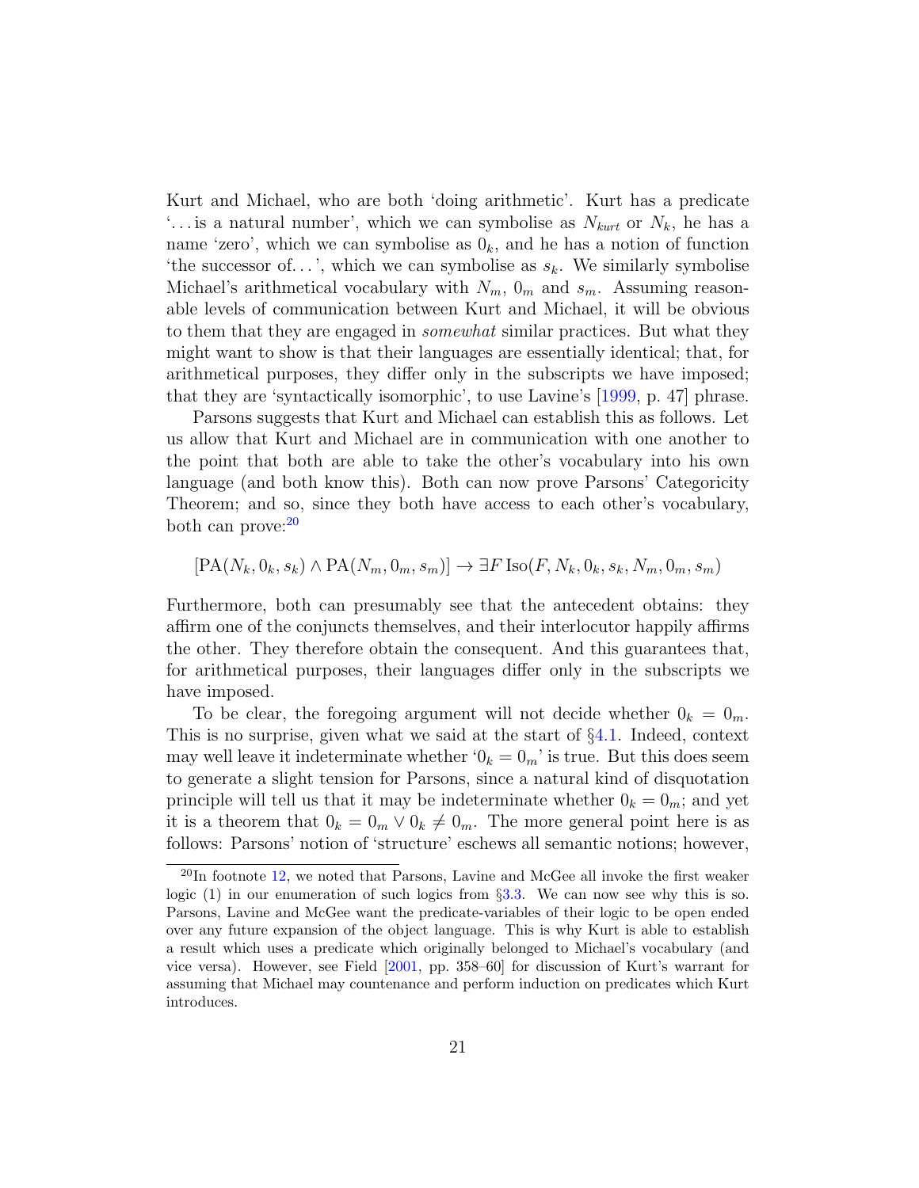Kurt and Michael, who are both 'doing arithmetic'. Kurt has a predicate '…is a natural number', which we can symbolise as $N_{kurt}$ or $N_k$, he has a name 'zero', which we can symbolise as $0_k$, and he has a notion of function 'the successor of…', which we can symbolise as $s_k$. We similarly symbolise Michael's arithmetical vocabulary with $N_m$, $0_m$ and $s_m$. Assuming reasonable levels of communication between Kurt and Michael, it will be obvious to them that they are engaged in *somewhat* similar practices. But what they might want to show is that their languages are essentially identical; that, for arithmetical purposes, they differ only in the subscripts we have imposed; that they are 'syntactically isomorphic', to use Lavine's [1999, p. 47] phrase.

Parsons suggests that Kurt and Michael can establish this as follows. Let us allow that Kurt and Michael are in communication with one another to the point that both are able to take the other's vocabulary into his own language (and both know this). Both can now prove Parsons' Categoricity Theorem; and so, since they both have access to each other's vocabulary, both can prove:[20]

$$[\mathrm{PA}(N_k, 0_k, s_k) \wedge \mathrm{PA}(N_m, 0_m, s_m)] \rightarrow \exists F\, \mathrm{Iso}(F, N_k, 0_k, s_k, N_m, 0_m, s_m)$$

Furthermore, both can presumably see that the antecedent obtains: they affirm one of the conjuncts themselves, and their interlocutor happily affirms the other. They therefore obtain the consequent. And this guarantees that, for arithmetical purposes, their languages differ only in the subscripts we have imposed.

To be clear, the foregoing argument will not decide whether $0_k = 0_m$. This is no surprise, given what we said at the start of §4.1. Indeed, context may well leave it indeterminate whether '$0_k = 0_m$' is true. But this does seem to generate a slight tension for Parsons, since a natural kind of disquotation principle will tell us that it may be indeterminate whether $0_k = 0_m$; and yet it is a theorem that $0_k = 0_m \vee 0_k \neq 0_m$. The more general point here is as follows: Parsons' notion of 'structure' eschews all semantic notions; however,

[20] In footnote 12, we noted that Parsons, Lavine and McGee all invoke the first weaker logic (1) in our enumeration of such logics from §3.3. We can now see why this is so. Parsons, Lavine and McGee want the predicate-variables of their logic to be open ended over any future expansion of the object language. This is why Kurt is able to establish a result which uses a predicate which originally belonged to Michael's vocabulary (and vice versa). However, see Field [2001, pp. 358–60] for discussion of Kurt's warrant for assuming that Michael may countenance and perform induction on predicates which Kurt introduces.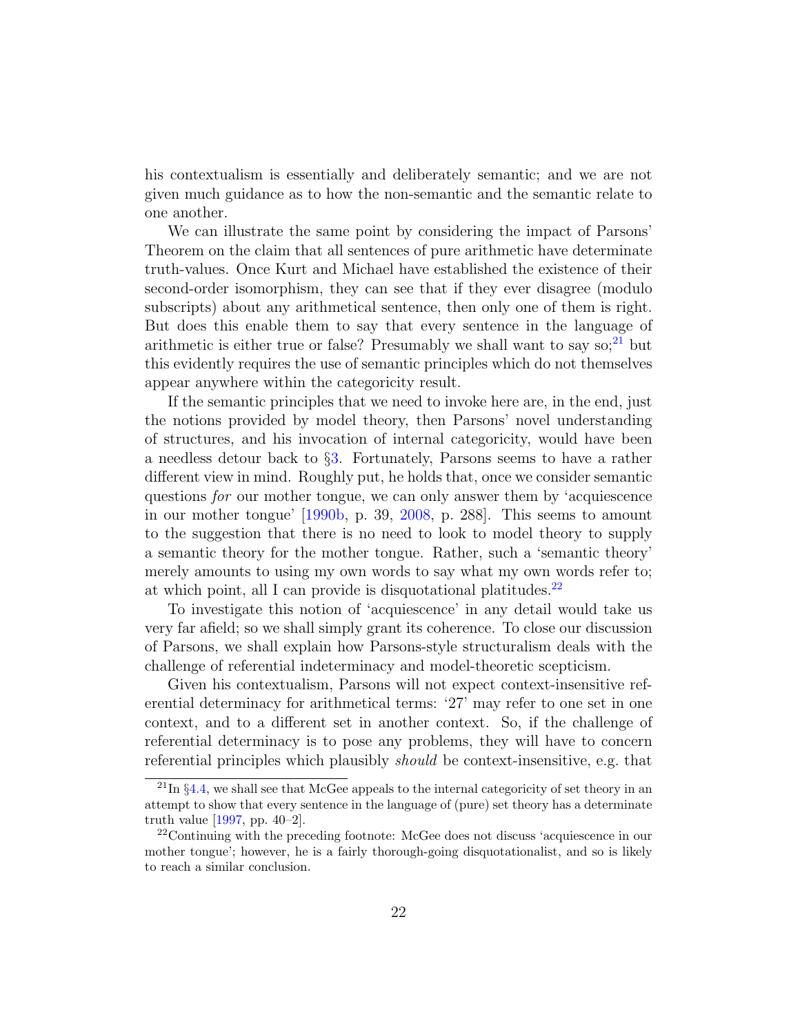his contextualism is essentially and deliberately semantic; and we are not given much guidance as to how the non-semantic and the semantic relate to one another.

We can illustrate the same point by considering the impact of Parsons' Theorem on the claim that all sentences of pure arithmetic have determinate truth-values. Once Kurt and Michael have established the existence of their second-order isomorphism, they can see that if they ever disagree (modulo subscripts) about any arithmetical sentence, then only one of them is right. But does this enable them to say that every sentence in the language of arithmetic is either true or false? Presumably we shall want to say so;[21] but this evidently requires the use of semantic principles which do not themselves appear anywhere within the categoricity result.

If the semantic principles that we need to invoke here are, in the end, just the notions provided by model theory, then Parsons' novel understanding of structures, and his invocation of internal categoricity, would have been a needless detour back to §3. Fortunately, Parsons seems to have a rather different view in mind. Roughly put, he holds that, once we consider semantic questions *for* our mother tongue, we can only answer them by 'acquiescence in our mother tongue' [1990b, p. 39, 2008, p. 288]. This seems to amount to the suggestion that there is no need to look to model theory to supply a semantic theory for the mother tongue. Rather, such a 'semantic theory' merely amounts to using my own words to say what my own words refer to; at which point, all I can provide is disquotational platitudes.[22]

To investigate this notion of 'acquiescence' in any detail would take us very far afield; so we shall simply grant its coherence. To close our discussion of Parsons, we shall explain how Parsons-style structuralism deals with the challenge of referential indeterminacy and model-theoretic scepticism.

Given his contextualism, Parsons will not expect context-insensitive referential determinacy for arithmetical terms: '27' may refer to one set in one context, and to a different set in another context. So, if the challenge of referential determinacy is to pose any problems, they will have to concern referential principles which plausibly *should* be context-insensitive, e.g. that

---

[21] In §4.4, we shall see that McGee appeals to the internal categoricity of set theory in an attempt to show that every sentence in the language of (pure) set theory has a determinate truth value [1997, pp. 40–2].

[22] Continuing with the preceding footnote: McGee does not discuss 'acquiescence in our mother tongue'; however, he is a fairly thorough-going disquotationalist, and so is likely to reach a similar conclusion.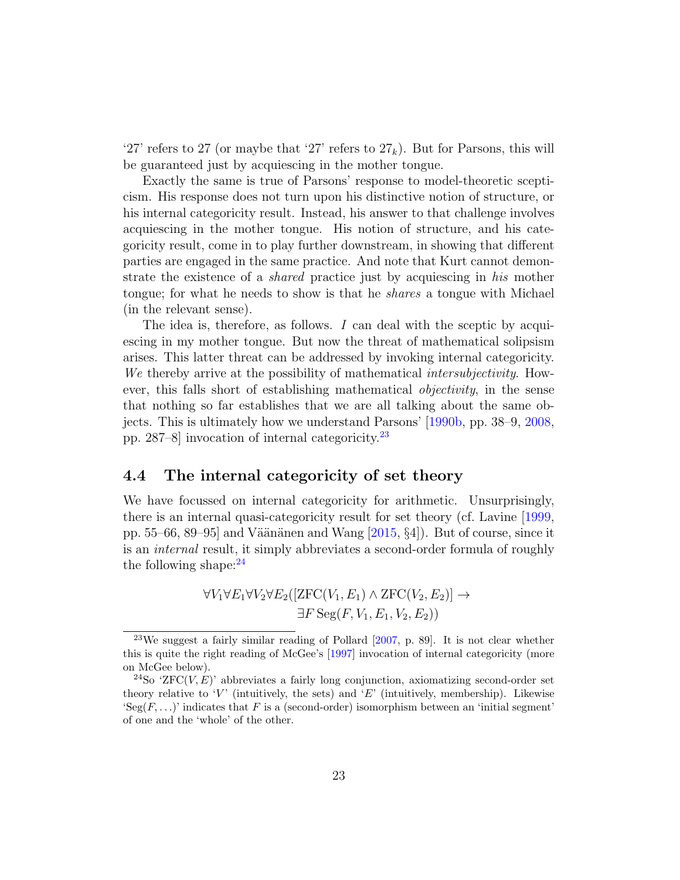'27' refers to 27 (or maybe that '27' refers to $27_k$). But for Parsons, this will be guaranteed just by acquiescing in the mother tongue.

Exactly the same is true of Parsons' response to model-theoretic scepticism. His response does not turn upon his distinctive notion of structure, or his internal categoricity result. Instead, his answer to that challenge involves acquiescing in the mother tongue. His notion of structure, and his categoricity result, come in to play further downstream, in showing that different parties are engaged in the same practice. And note that Kurt cannot demonstrate the existence of a *shared* practice just by acquiescing in *his* mother tongue; for what he needs to show is that he *shares* a tongue with Michael (in the relevant sense).

The idea is, therefore, as follows. *I* can deal with the sceptic by acquiescing in my mother tongue. But now the threat of mathematical solipsism arises. This latter threat can be addressed by invoking internal categoricity. *We* thereby arrive at the possibility of mathematical *intersubjectivity*. However, this falls short of establishing mathematical *objectivity*, in the sense that nothing so far establishes that we are all talking about the same objects. This is ultimately how we understand Parsons' [1990b, pp. 38–9, 2008, pp. 287–8] invocation of internal categoricity.[23]

## 4.4 The internal categoricity of set theory

We have focussed on internal categoricity for arithmetic. Unsurprisingly, there is an internal quasi-categoricity result for set theory (cf. Lavine [1999, pp. 55–66, 89–95] and Väänänen and Wang [2015, §4]). But of course, since it is an *internal* result, it simply abbreviates a second-order formula of roughly the following shape:[24]

$$\forall V_1 \forall E_1 \forall V_2 \forall E_2([\mathrm{ZFC}(V_1, E_1) \wedge \mathrm{ZFC}(V_2, E_2)] \rightarrow \exists F\, \mathrm{Seg}(F, V_1, E_1, V_2, E_2))$$

[23] We suggest a fairly similar reading of Pollard [2007, p. 89]. It is not clear whether this is quite the right reading of McGee's [1997] invocation of internal categoricity (more on McGee below).

[24] So '$\mathrm{ZFC}(V, E)$' abbreviates a fairly long conjunction, axiomatizing second-order set theory relative to '$V$' (intuitively, the sets) and '$E$' (intuitively, membership). Likewise '$\mathrm{Seg}(F, \ldots)$' indicates that $F$ is a (second-order) isomorphism between an 'initial segment' of one and the 'whole' of the other.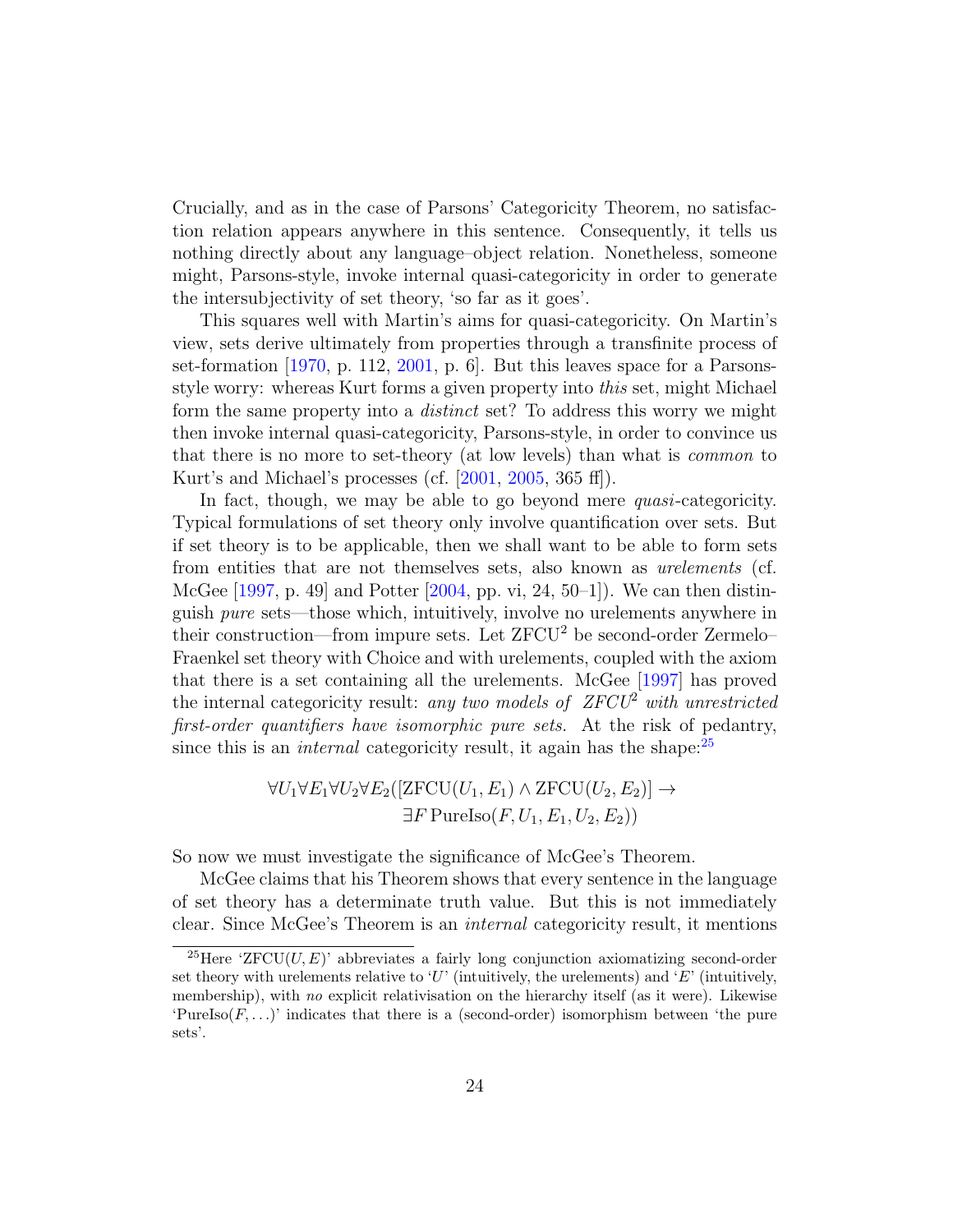Crucially, and as in the case of Parsons' Categoricity Theorem, no satisfaction relation appears anywhere in this sentence. Consequently, it tells us nothing directly about any language–object relation. Nonetheless, someone might, Parsons-style, invoke internal quasi-categoricity in order to generate the intersubjectivity of set theory, 'so far as it goes'.

This squares well with Martin's aims for quasi-categoricity. On Martin's view, sets derive ultimately from properties through a transfinite process of set-formation [1970, p. 112, 2001, p. 6]. But this leaves space for a Parsons-style worry: whereas Kurt forms a given property into *this* set, might Michael form the same property into a *distinct* set? To address this worry we might then invoke internal quasi-categoricity, Parsons-style, in order to convince us that there is no more to set-theory (at low levels) than what is *common* to Kurt's and Michael's processes (cf. [2001, 2005, 365 ff]).

In fact, though, we may be able to go beyond mere *quasi*-categoricity. Typical formulations of set theory only involve quantification over sets. But if set theory is to be applicable, then we shall want to be able to form sets from entities that are not themselves sets, also known as *urelements* (cf. McGee [1997, p. 49] and Potter [2004, pp. vi, 24, 50–1]). We can then distinguish *pure* sets—those which, intuitively, involve no urelements anywhere in their construction—from impure sets. Let ZFCU$^2$ be second-order Zermelo–Fraenkel set theory with Choice and with urelements, coupled with the axiom that there is a set containing all the urelements. McGee [1997] has proved the internal categoricity result: *any two models of ZFCU$^2$ with unrestricted first-order quantifiers have isomorphic pure sets.* At the risk of pedantry, since this is an *internal* categoricity result, it again has the shape:[25]

$$\forall U_1 \forall E_1 \forall U_2 \forall E_2 ([\mathrm{ZFCU}(U_1, E_1) \wedge \mathrm{ZFCU}(U_2, E_2)] \rightarrow \\ \exists F\, \mathrm{PureIso}(F, U_1, E_1, U_2, E_2))$$

So now we must investigate the significance of McGee's Theorem.

McGee claims that his Theorem shows that every sentence in the language of set theory has a determinate truth value. But this is not immediately clear. Since McGee's Theorem is an *internal* categoricity result, it mentions

[25]Here 'ZFCU$(U, E)$' abbreviates a fairly long conjunction axiomatizing second-order set theory with urelements relative to '$U$' (intuitively, the urelements) and '$E$' (intuitively, membership), with *no* explicit relativisation on the hierarchy itself (as it were). Likewise 'PureIso$(F, \ldots)$' indicates that there is a (second-order) isomorphism between 'the pure sets'.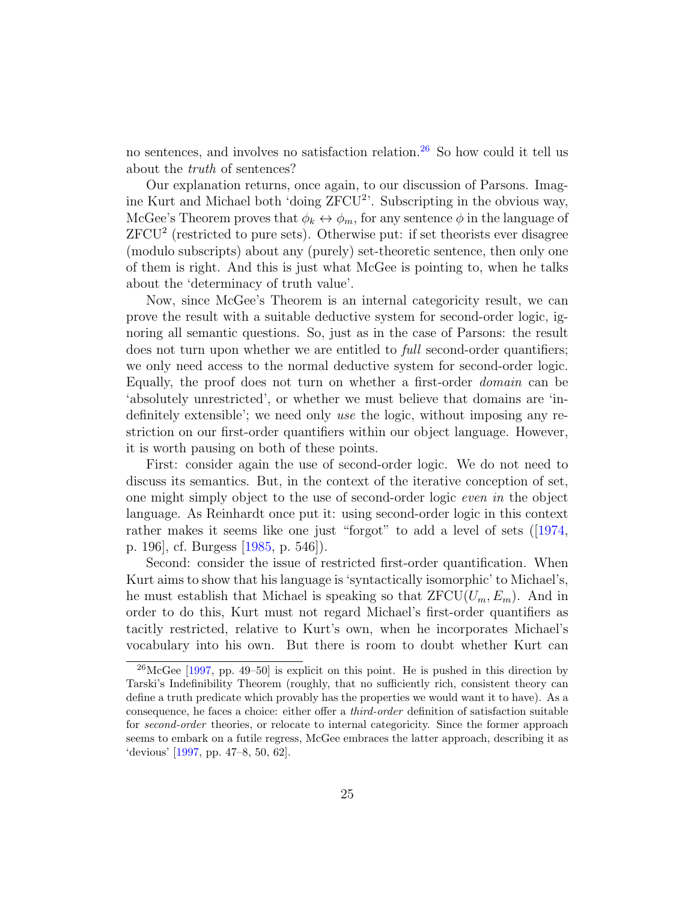no sentences, and involves no satisfaction relation.[26] So how could it tell us about the *truth* of sentences?

Our explanation returns, once again, to our discussion of Parsons. Imagine Kurt and Michael both 'doing $\text{ZFCU}^2$'. Subscripting in the obvious way, McGee's Theorem proves that $\phi_k \leftrightarrow \phi_m$, for any sentence $\phi$ in the language of $\text{ZFCU}^2$ (restricted to pure sets). Otherwise put: if set theorists ever disagree (modulo subscripts) about any (purely) set-theoretic sentence, then only one of them is right. And this is just what McGee is pointing to, when he talks about the 'determinacy of truth value'.

Now, since McGee's Theorem is an internal categoricity result, we can prove the result with a suitable deductive system for second-order logic, ignoring all semantic questions. So, just as in the case of Parsons: the result does not turn upon whether we are entitled to *full* second-order quantifiers; we only need access to the normal deductive system for second-order logic. Equally, the proof does not turn on whether a first-order *domain* can be 'absolutely unrestricted', or whether we must believe that domains are 'indefinitely extensible'; we need only *use* the logic, without imposing any restriction on our first-order quantifiers within our object language. However, it is worth pausing on both of these points.

First: consider again the use of second-order logic. We do not need to discuss its semantics. But, in the context of the iterative conception of set, one might simply object to the use of second-order logic *even in* the object language. As Reinhardt once put it: using second-order logic in this context rather makes it seems like one just "forgot" to add a level of sets ([1974, p. 196], cf. Burgess [1985, p. 546]).

Second: consider the issue of restricted first-order quantification. When Kurt aims to show that his language is 'syntactically isomorphic' to Michael's, he must establish that Michael is speaking so that $\text{ZFCU}(U_m, E_m)$. And in order to do this, Kurt must not regard Michael's first-order quantifiers as tacitly restricted, relative to Kurt's own, when he incorporates Michael's vocabulary into his own. But there is room to doubt whether Kurt can

[26] McGee [1997, pp. 49–50] is explicit on this point. He is pushed in this direction by Tarski's Indefinibility Theorem (roughly, that no sufficiently rich, consistent theory can define a truth predicate which provably has the properties we would want it to have). As a consequence, he faces a choice: either offer a *third-order* definition of satisfaction suitable for *second-order* theories, or relocate to internal categoricity. Since the former approach seems to embark on a futile regress, McGee embraces the latter approach, describing it as 'devious' [1997, pp. 47–8, 50, 62].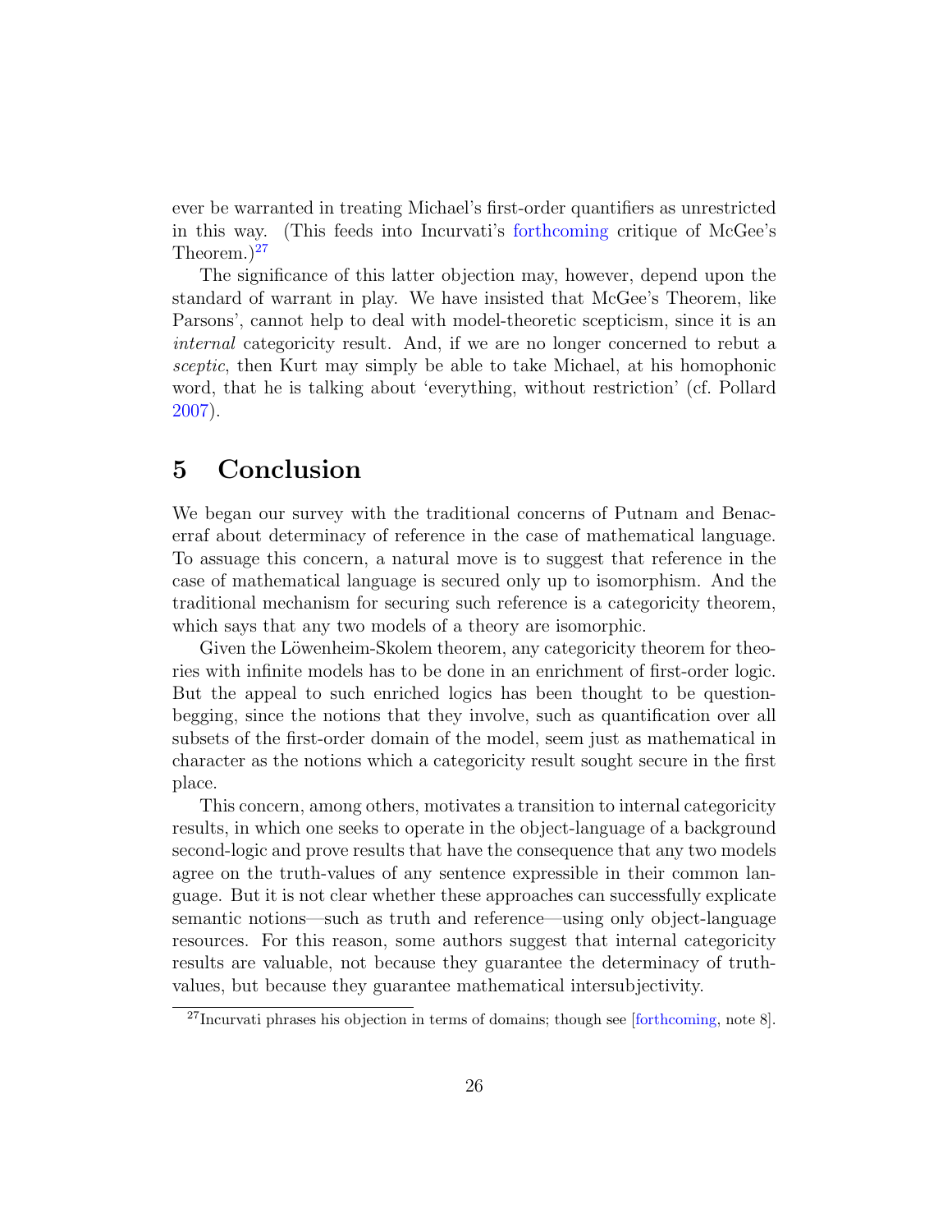ever be warranted in treating Michael's first-order quantifiers as unrestricted in this way. (This feeds into Incurvati's forthcoming critique of McGee's Theorem.)[27]

The significance of this latter objection may, however, depend upon the standard of warrant in play. We have insisted that McGee's Theorem, like Parsons', cannot help to deal with model-theoretic scepticism, since it is an *internal* categoricity result. And, if we are no longer concerned to rebut a *sceptic*, then Kurt may simply be able to take Michael, at his homophonic word, that he is talking about 'everything, without restriction' (cf. Pollard 2007).

# 5 Conclusion

We began our survey with the traditional concerns of Putnam and Benacerraf about determinacy of reference in the case of mathematical language. To assuage this concern, a natural move is to suggest that reference in the case of mathematical language is secured only up to isomorphism. And the traditional mechanism for securing such reference is a categoricity theorem, which says that any two models of a theory are isomorphic.

Given the Löwenheim-Skolem theorem, any categoricity theorem for theories with infinite models has to be done in an enrichment of first-order logic. But the appeal to such enriched logics has been thought to be question-begging, since the notions that they involve, such as quantification over all subsets of the first-order domain of the model, seem just as mathematical in character as the notions which a categoricity result sought secure in the first place.

This concern, among others, motivates a transition to internal categoricity results, in which one seeks to operate in the object-language of a background second-logic and prove results that have the consequence that any two models agree on the truth-values of any sentence expressible in their common language. But it is not clear whether these approaches can successfully explicate semantic notions—such as truth and reference—using only object-language resources. For this reason, some authors suggest that internal categoricity results are valuable, not because they guarantee the determinacy of truth-values, but because they guarantee mathematical intersubjectivity.

[27] Incurvati phrases his objection in terms of domains; though see [forthcoming, note 8].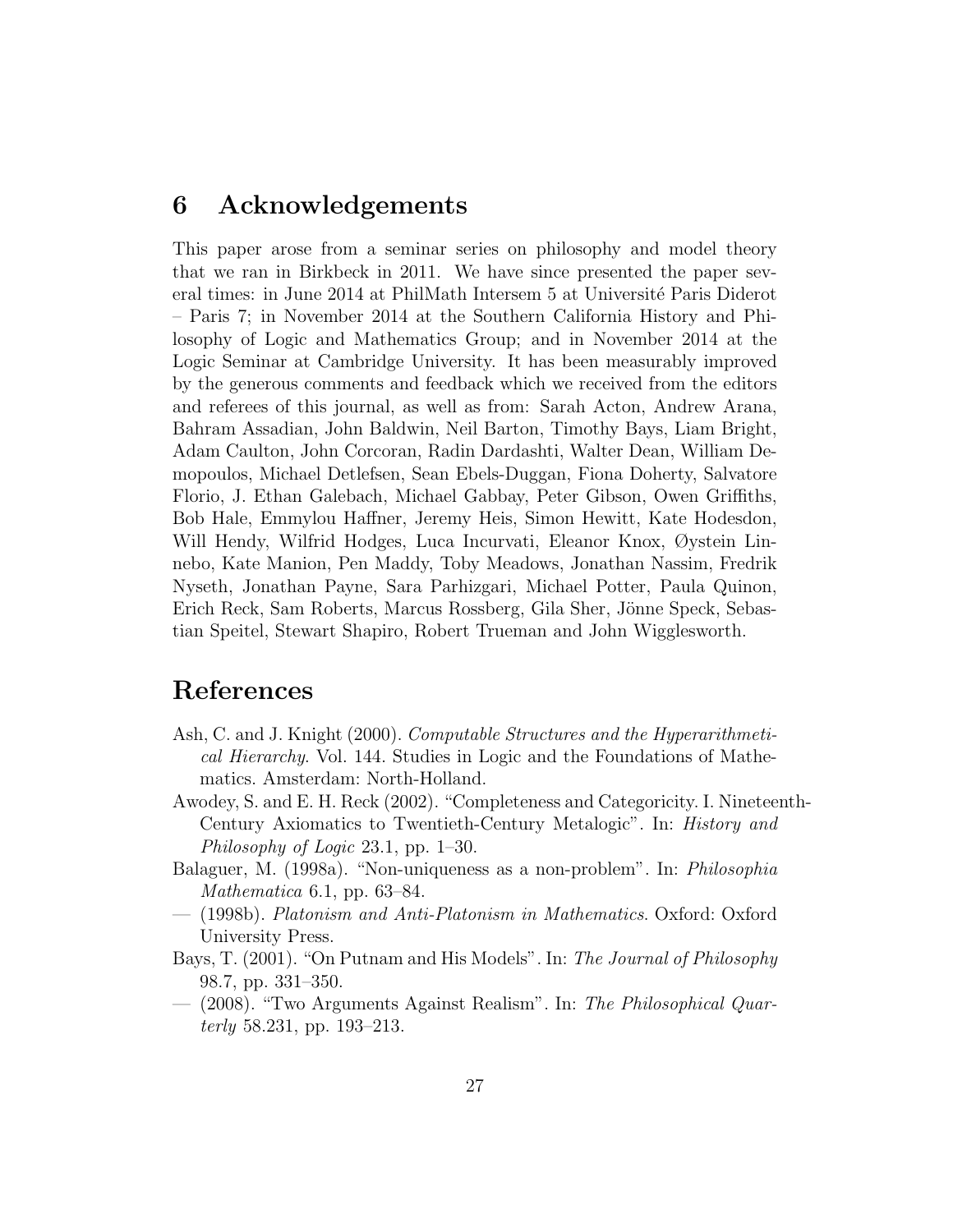## 6 Acknowledgements

This paper arose from a seminar series on philosophy and model theory that we ran in Birkbeck in 2011. We have since presented the paper several times: in June 2014 at PhilMath Intersem 5 at Université Paris Diderot – Paris 7; in November 2014 at the Southern California History and Philosophy of Logic and Mathematics Group; and in November 2014 at the Logic Seminar at Cambridge University. It has been measurably improved by the generous comments and feedback which we received from the editors and referees of this journal, as well as from: Sarah Acton, Andrew Arana, Bahram Assadian, John Baldwin, Neil Barton, Timothy Bays, Liam Bright, Adam Caulton, John Corcoran, Radin Dardashti, Walter Dean, William Demopoulos, Michael Detlefsen, Sean Ebels-Duggan, Fiona Doherty, Salvatore Florio, J. Ethan Galebach, Michael Gabbay, Peter Gibson, Owen Griffiths, Bob Hale, Emmylou Haffner, Jeremy Heis, Simon Hewitt, Kate Hodesdon, Will Hendy, Wilfrid Hodges, Luca Incurvati, Eleanor Knox, Øystein Linnebo, Kate Manion, Pen Maddy, Toby Meadows, Jonathan Nassim, Fredrik Nyseth, Jonathan Payne, Sara Parhizgari, Michael Potter, Paula Quinon, Erich Reck, Sam Roberts, Marcus Rossberg, Gila Sher, Jönne Speck, Sebastian Speitel, Stewart Shapiro, Robert Trueman and John Wigglesworth.

## References

Ash, C. and J. Knight (2000). *Computable Structures and the Hyperarithmetical Hierarchy*. Vol. 144. Studies in Logic and the Foundations of Mathematics. Amsterdam: North-Holland.

Awodey, S. and E. H. Reck (2002). "Completeness and Categoricity. I. Nineteenth-Century Axiomatics to Twentieth-Century Metalogic". In: *History and Philosophy of Logic* 23.1, pp. 1–30.

Balaguer, M. (1998a). "Non-uniqueness as a non-problem". In: *Philosophia Mathematica* 6.1, pp. 63–84.

— (1998b). *Platonism and Anti-Platonism in Mathematics*. Oxford: Oxford University Press.

Bays, T. (2001). "On Putnam and His Models". In: *The Journal of Philosophy* 98.7, pp. 331–350.

— (2008). "Two Arguments Against Realism". In: *The Philosophical Quarterly* 58.231, pp. 193–213.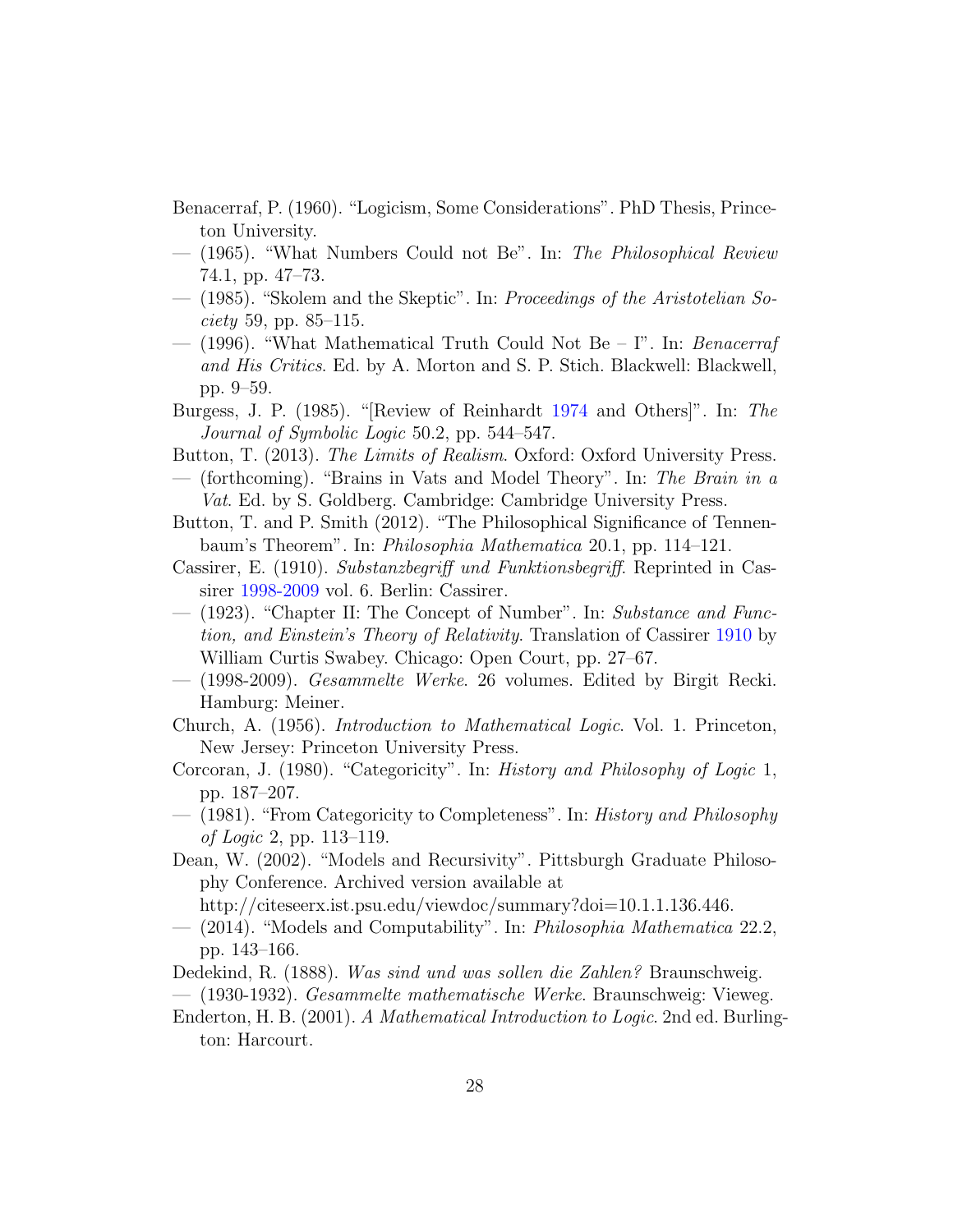Benacerraf, P. (1960). "Logicism, Some Considerations". PhD Thesis, Princeton University.

— (1965). "What Numbers Could not Be". In: *The Philosophical Review* 74.1, pp. 47–73.

— (1985). "Skolem and the Skeptic". In: *Proceedings of the Aristotelian Society* 59, pp. 85–115.

— (1996). "What Mathematical Truth Could Not Be – I". In: *Benacerraf and His Critics*. Ed. by A. Morton and S. P. Stich. Blackwell: Blackwell, pp. 9–59.

Burgess, J. P. (1985). "[Review of Reinhardt 1974 and Others]". In: *The Journal of Symbolic Logic* 50.2, pp. 544–547.

Button, T. (2013). *The Limits of Realism*. Oxford: Oxford University Press.

— (forthcoming). "Brains in Vats and Model Theory". In: *The Brain in a Vat*. Ed. by S. Goldberg. Cambridge: Cambridge University Press.

Button, T. and P. Smith (2012). "The Philosophical Significance of Tennenbaum's Theorem". In: *Philosophia Mathematica* 20.1, pp. 114–121.

Cassirer, E. (1910). *Substanzbegriff und Funktionsbegriff*. Reprinted in Cassirer 1998-2009 vol. 6. Berlin: Cassirer.

— (1923). "Chapter II: The Concept of Number". In: *Substance and Function, and Einstein's Theory of Relativity*. Translation of Cassirer 1910 by William Curtis Swabey. Chicago: Open Court, pp. 27–67.

— (1998-2009). *Gesammelte Werke*. 26 volumes. Edited by Birgit Recki. Hamburg: Meiner.

Church, A. (1956). *Introduction to Mathematical Logic*. Vol. 1. Princeton, New Jersey: Princeton University Press.

Corcoran, J. (1980). "Categoricity". In: *History and Philosophy of Logic* 1, pp. 187–207.

— (1981). "From Categoricity to Completeness". In: *History and Philosophy of Logic* 2, pp. 113–119.

Dean, W. (2002). "Models and Recursivity". Pittsburgh Graduate Philosophy Conference. Archived version available at http://citeseerx.ist.psu.edu/viewdoc/summary?doi=10.1.1.136.446.

— (2014). "Models and Computability". In: *Philosophia Mathematica* 22.2, pp. 143–166.

Dedekind, R. (1888). *Was sind und was sollen die Zahlen?* Braunschweig.

— (1930-1932). *Gesammelte mathematische Werke*. Braunschweig: Vieweg.

Enderton, H. B. (2001). *A Mathematical Introduction to Logic*. 2nd ed. Burlington: Harcourt.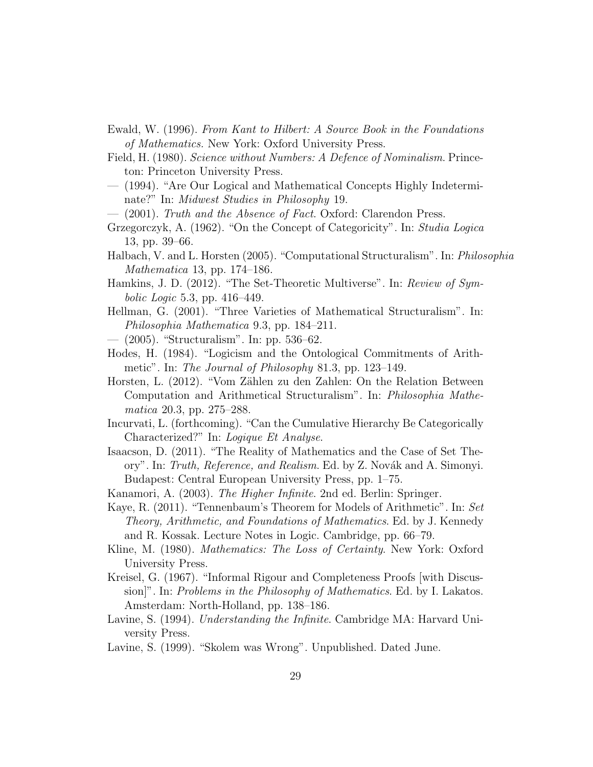Ewald, W. (1996). *From Kant to Hilbert: A Source Book in the Foundations of Mathematics*. New York: Oxford University Press.

Field, H. (1980). *Science without Numbers: A Defence of Nominalism*. Princeton: Princeton University Press.

— (1994). "Are Our Logical and Mathematical Concepts Highly Indeterminate?" In: *Midwest Studies in Philosophy* 19.

— (2001). *Truth and the Absence of Fact*. Oxford: Clarendon Press.

Grzegorczyk, A. (1962). "On the Concept of Categoricity". In: *Studia Logica* 13, pp. 39–66.

Halbach, V. and L. Horsten (2005). "Computational Structuralism". In: *Philosophia Mathematica* 13, pp. 174–186.

Hamkins, J. D. (2012). "The Set-Theoretic Multiverse". In: *Review of Symbolic Logic* 5.3, pp. 416–449.

Hellman, G. (2001). "Three Varieties of Mathematical Structuralism". In: *Philosophia Mathematica* 9.3, pp. 184–211.

— (2005). "Structuralism". In: pp. 536–62.

Hodes, H. (1984). "Logicism and the Ontological Commitments of Arithmetic". In: *The Journal of Philosophy* 81.3, pp. 123–149.

Horsten, L. (2012). "Vom Zählen zu den Zahlen: On the Relation Between Computation and Arithmetical Structuralism". In: *Philosophia Mathematica* 20.3, pp. 275–288.

Incurvati, L. (forthcoming). "Can the Cumulative Hierarchy Be Categorically Characterized?" In: *Logique Et Analyse*.

Isaacson, D. (2011). "The Reality of Mathematics and the Case of Set Theory". In: *Truth, Reference, and Realism*. Ed. by Z. Novák and A. Simonyi. Budapest: Central European University Press, pp. 1–75.

Kanamori, A. (2003). *The Higher Infinite*. 2nd ed. Berlin: Springer.

Kaye, R. (2011). "Tennenbaum's Theorem for Models of Arithmetic". In: *Set Theory, Arithmetic, and Foundations of Mathematics*. Ed. by J. Kennedy and R. Kossak. Lecture Notes in Logic. Cambridge, pp. 66–79.

Kline, M. (1980). *Mathematics: The Loss of Certainty*. New York: Oxford University Press.

Kreisel, G. (1967). "Informal Rigour and Completeness Proofs [with Discussion]". In: *Problems in the Philosophy of Mathematics*. Ed. by I. Lakatos. Amsterdam: North-Holland, pp. 138–186.

Lavine, S. (1994). *Understanding the Infinite*. Cambridge MA: Harvard University Press.

Lavine, S. (1999). "Skolem was Wrong". Unpublished. Dated June.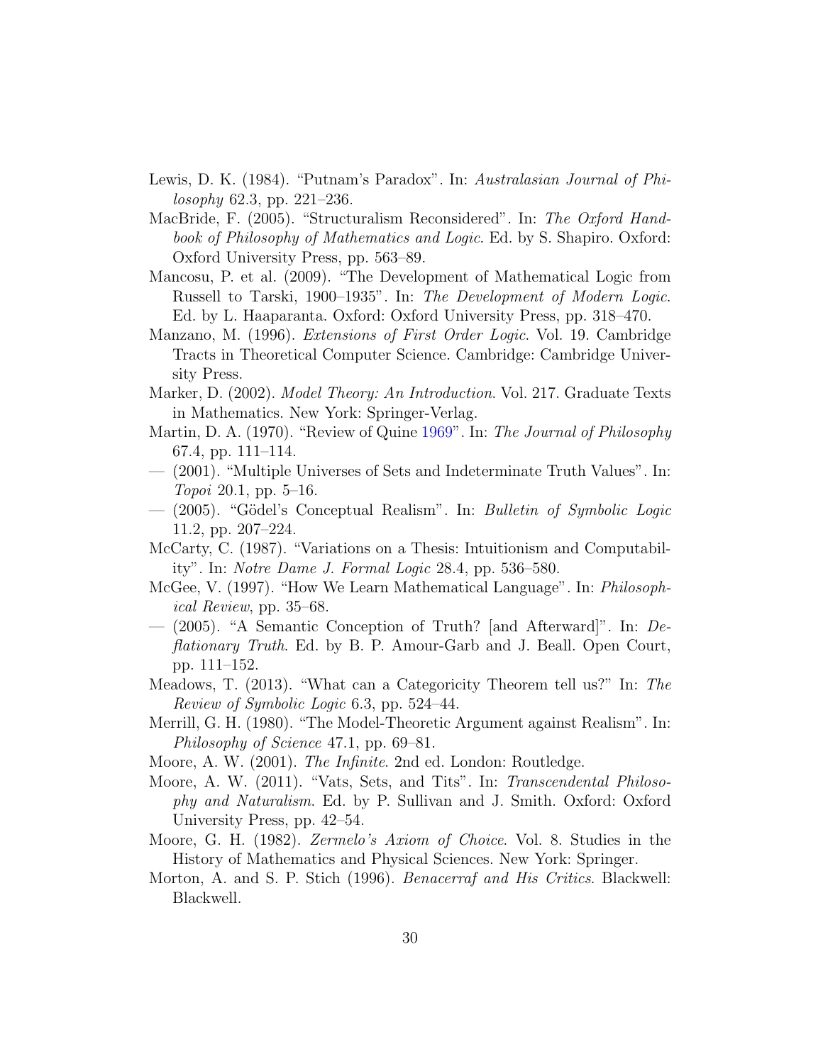Lewis, D. K. (1984). "Putnam's Paradox". In: *Australasian Journal of Philosophy* 62.3, pp. 221–236.

MacBride, F. (2005). "Structuralism Reconsidered". In: *The Oxford Handbook of Philosophy of Mathematics and Logic*. Ed. by S. Shapiro. Oxford: Oxford University Press, pp. 563–89.

Mancosu, P. et al. (2009). "The Development of Mathematical Logic from Russell to Tarski, 1900–1935". In: *The Development of Modern Logic*. Ed. by L. Haaparanta. Oxford: Oxford University Press, pp. 318–470.

Manzano, M. (1996). *Extensions of First Order Logic*. Vol. 19. Cambridge Tracts in Theoretical Computer Science. Cambridge: Cambridge University Press.

Marker, D. (2002). *Model Theory: An Introduction*. Vol. 217. Graduate Texts in Mathematics. New York: Springer-Verlag.

Martin, D. A. (1970). "Review of Quine 1969". In: *The Journal of Philosophy* 67.4, pp. 111–114.

— (2001). "Multiple Universes of Sets and Indeterminate Truth Values". In: *Topoi* 20.1, pp. 5–16.

— (2005). "Gödel's Conceptual Realism". In: *Bulletin of Symbolic Logic* 11.2, pp. 207–224.

McCarty, C. (1987). "Variations on a Thesis: Intuitionism and Computability". In: *Notre Dame J. Formal Logic* 28.4, pp. 536–580.

McGee, V. (1997). "How We Learn Mathematical Language". In: *Philosophical Review*, pp. 35–68.

— (2005). "A Semantic Conception of Truth? [and Afterward]". In: *Deflationary Truth*. Ed. by B. P. Amour-Garb and J. Beall. Open Court, pp. 111–152.

Meadows, T. (2013). "What can a Categoricity Theorem tell us?" In: *The Review of Symbolic Logic* 6.3, pp. 524–44.

Merrill, G. H. (1980). "The Model-Theoretic Argument against Realism". In: *Philosophy of Science* 47.1, pp. 69–81.

Moore, A. W. (2001). *The Infinite*. 2nd ed. London: Routledge.

Moore, A. W. (2011). "Vats, Sets, and Tits". In: *Transcendental Philosophy and Naturalism*. Ed. by P. Sullivan and J. Smith. Oxford: Oxford University Press, pp. 42–54.

Moore, G. H. (1982). *Zermelo's Axiom of Choice*. Vol. 8. Studies in the History of Mathematics and Physical Sciences. New York: Springer.

Morton, A. and S. P. Stich (1996). *Benacerraf and His Critics*. Blackwell: Blackwell.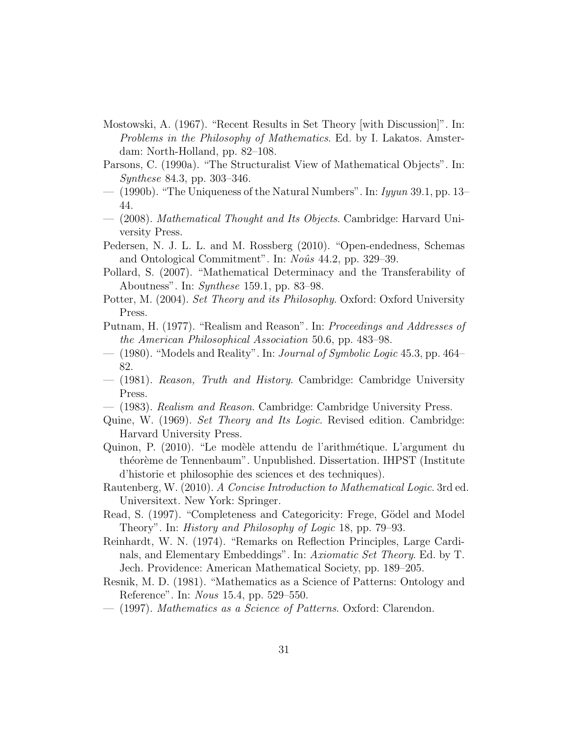Mostowski, A. (1967). "Recent Results in Set Theory [with Discussion]". In: *Problems in the Philosophy of Mathematics*. Ed. by I. Lakatos. Amsterdam: North-Holland, pp. 82–108.

Parsons, C. (1990a). "The Structuralist View of Mathematical Objects". In: *Synthese* 84.3, pp. 303–346.

— (1990b). "The Uniqueness of the Natural Numbers". In: *Iyyun* 39.1, pp. 13–44.

— (2008). *Mathematical Thought and Its Objects*. Cambridge: Harvard University Press.

Pedersen, N. J. L. L. and M. Rossberg (2010). "Open-endedness, Schemas and Ontological Commitment". In: *Noûs* 44.2, pp. 329–39.

Pollard, S. (2007). "Mathematical Determinacy and the Transferability of Aboutness". In: *Synthese* 159.1, pp. 83–98.

Potter, M. (2004). *Set Theory and its Philosophy*. Oxford: Oxford University Press.

Putnam, H. (1977). "Realism and Reason". In: *Proceedings and Addresses of the American Philosophical Association* 50.6, pp. 483–98.

— (1980). "Models and Reality". In: *Journal of Symbolic Logic* 45.3, pp. 464–82.

— (1981). *Reason, Truth and History*. Cambridge: Cambridge University Press.

— (1983). *Realism and Reason*. Cambridge: Cambridge University Press.

Quine, W. (1969). *Set Theory and Its Logic*. Revised edition. Cambridge: Harvard University Press.

Quinon, P. (2010). "Le modèle attendu de l'arithmétique. L'argument du théorème de Tennenbaum". Unpublished. Dissertation. IHPST (Institute d'historie et philosophie des sciences et des techniques).

Rautenberg, W. (2010). *A Concise Introduction to Mathematical Logic*. 3rd ed. Universitext. New York: Springer.

Read, S. (1997). "Completeness and Categoricity: Frege, Gödel and Model Theory". In: *History and Philosophy of Logic* 18, pp. 79–93.

Reinhardt, W. N. (1974). "Remarks on Reflection Principles, Large Cardinals, and Elementary Embeddings". In: *Axiomatic Set Theory*. Ed. by T. Jech. Providence: American Mathematical Society, pp. 189–205.

Resnik, M. D. (1981). "Mathematics as a Science of Patterns: Ontology and Reference". In: *Nous* 15.4, pp. 529–550.

— (1997). *Mathematics as a Science of Patterns*. Oxford: Clarendon.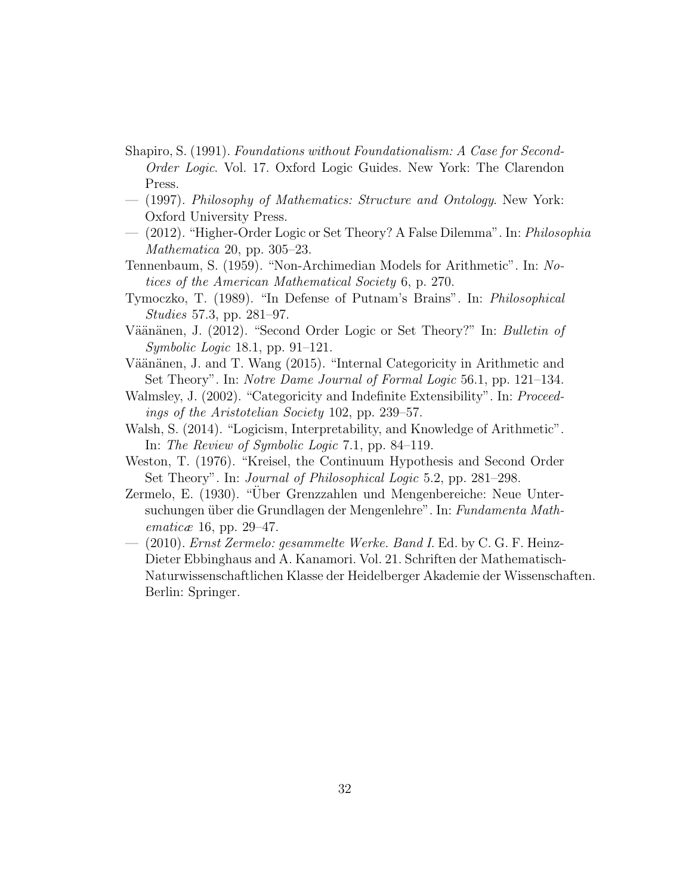Shapiro, S. (1991). *Foundations without Foundationalism: A Case for Second-Order Logic*. Vol. 17. Oxford Logic Guides. New York: The Clarendon Press.

— (1997). *Philosophy of Mathematics: Structure and Ontology*. New York: Oxford University Press.

— (2012). "Higher-Order Logic or Set Theory? A False Dilemma". In: *Philosophia Mathematica* 20, pp. 305–23.

Tennenbaum, S. (1959). "Non-Archimedian Models for Arithmetic". In: *Notices of the American Mathematical Society* 6, p. 270.

Tymoczko, T. (1989). "In Defense of Putnam's Brains". In: *Philosophical Studies* 57.3, pp. 281–97.

Väänänen, J. (2012). "Second Order Logic or Set Theory?" In: *Bulletin of Symbolic Logic* 18.1, pp. 91–121.

Väänänen, J. and T. Wang (2015). "Internal Categoricity in Arithmetic and Set Theory". In: *Notre Dame Journal of Formal Logic* 56.1, pp. 121–134.

Walmsley, J. (2002). "Categoricity and Indefinite Extensibility". In: *Proceedings of the Aristotelian Society* 102, pp. 239–57.

Walsh, S. (2014). "Logicism, Interpretability, and Knowledge of Arithmetic". In: *The Review of Symbolic Logic* 7.1, pp. 84–119.

Weston, T. (1976). "Kreisel, the Continuum Hypothesis and Second Order Set Theory". In: *Journal of Philosophical Logic* 5.2, pp. 281–298.

Zermelo, E. (1930). "Über Grenzzahlen und Mengenbereiche: Neue Untersuchungen über die Grundlagen der Mengenlehre". In: *Fundamenta Mathematicæ* 16, pp. 29–47.

— (2010). *Ernst Zermelo: gesammelte Werke. Band I*. Ed. by C. G. F. Heinz-Dieter Ebbinghaus and A. Kanamori. Vol. 21. Schriften der Mathematisch-Naturwissenschaftlichen Klasse der Heidelberger Akademie der Wissenschaften. Berlin: Springer.